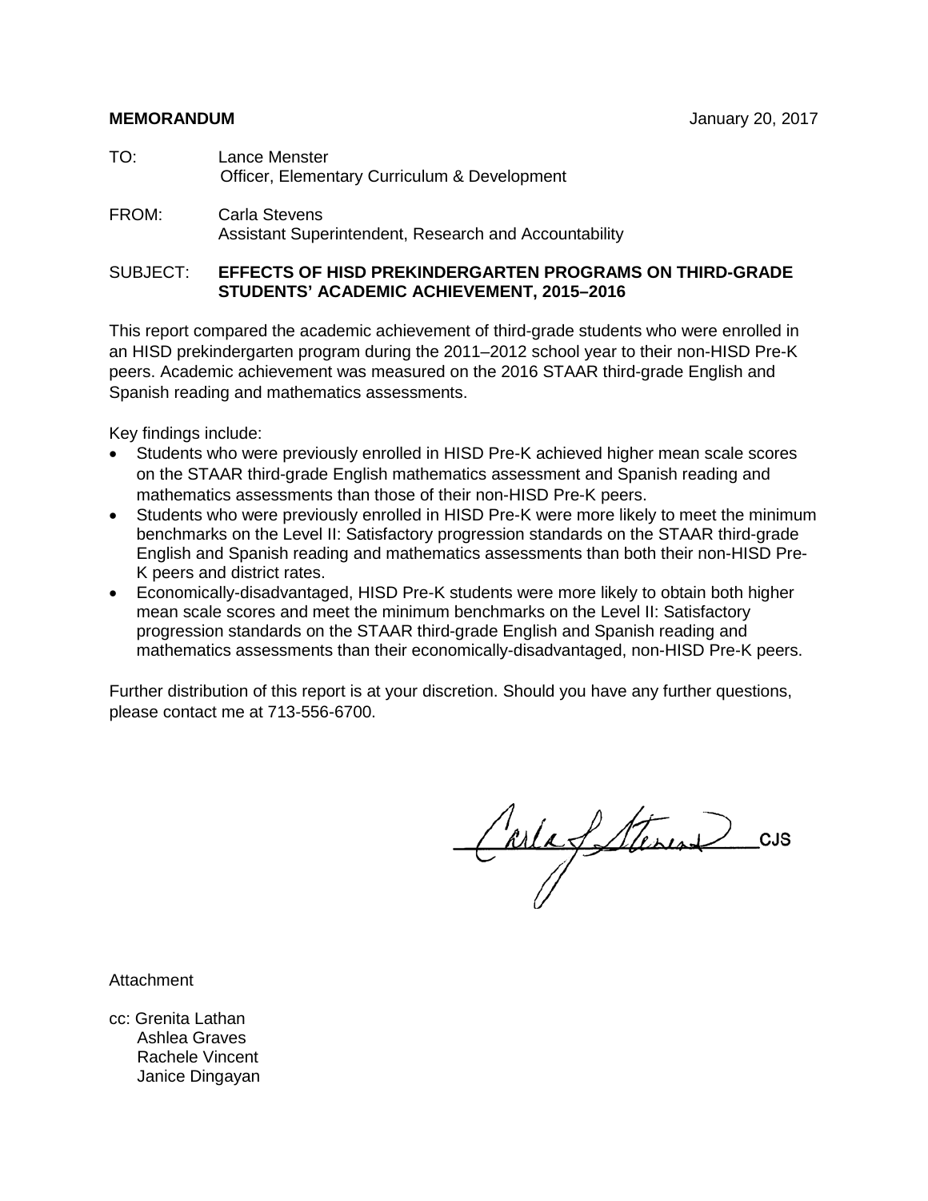**MEMORANDUM** January 20, 2017

TO: Lance Menster
Officer, Elementary Curriculum & Development

FROM: Carla Stevens
Assistant Superintendent, Research and Accountability

SUBJECT: **EFFECTS OF HISD PREKINDERGARTEN PROGRAMS ON THIRD-GRADE STUDENTS' ACADEMIC ACHIEVEMENT, 2015–2016**

This report compared the academic achievement of third-grade students who were enrolled in an HISD prekindergarten program during the 2011–2012 school year to their non-HISD Pre-K peers. Academic achievement was measured on the 2016 STAAR third-grade English and Spanish reading and mathematics assessments.

Key findings include:

- Students who were previously enrolled in HISD Pre-K achieved higher mean scale scores on the STAAR third-grade English mathematics assessment and Spanish reading and mathematics assessments than those of their non-HISD Pre-K peers.
- Students who were previously enrolled in HISD Pre-K were more likely to meet the minimum benchmarks on the Level II: Satisfactory progression standards on the STAAR third-grade English and Spanish reading and mathematics assessments than both their non-HISD Pre-K peers and district rates.
- Economically-disadvantaged, HISD Pre-K students were more likely to obtain both higher mean scale scores and meet the minimum benchmarks on the Level II: Satisfactory progression standards on the STAAR third-grade English and Spanish reading and mathematics assessments than their economically-disadvantaged, non-HISD Pre-K peers.

Further distribution of this report is at your discretion. Should you have any further questions, please contact me at 713-556-6700.

CJS

Attachment

cc: Grenita Lathan
Ashlea Graves
Rachele Vincent
Janice Dingayan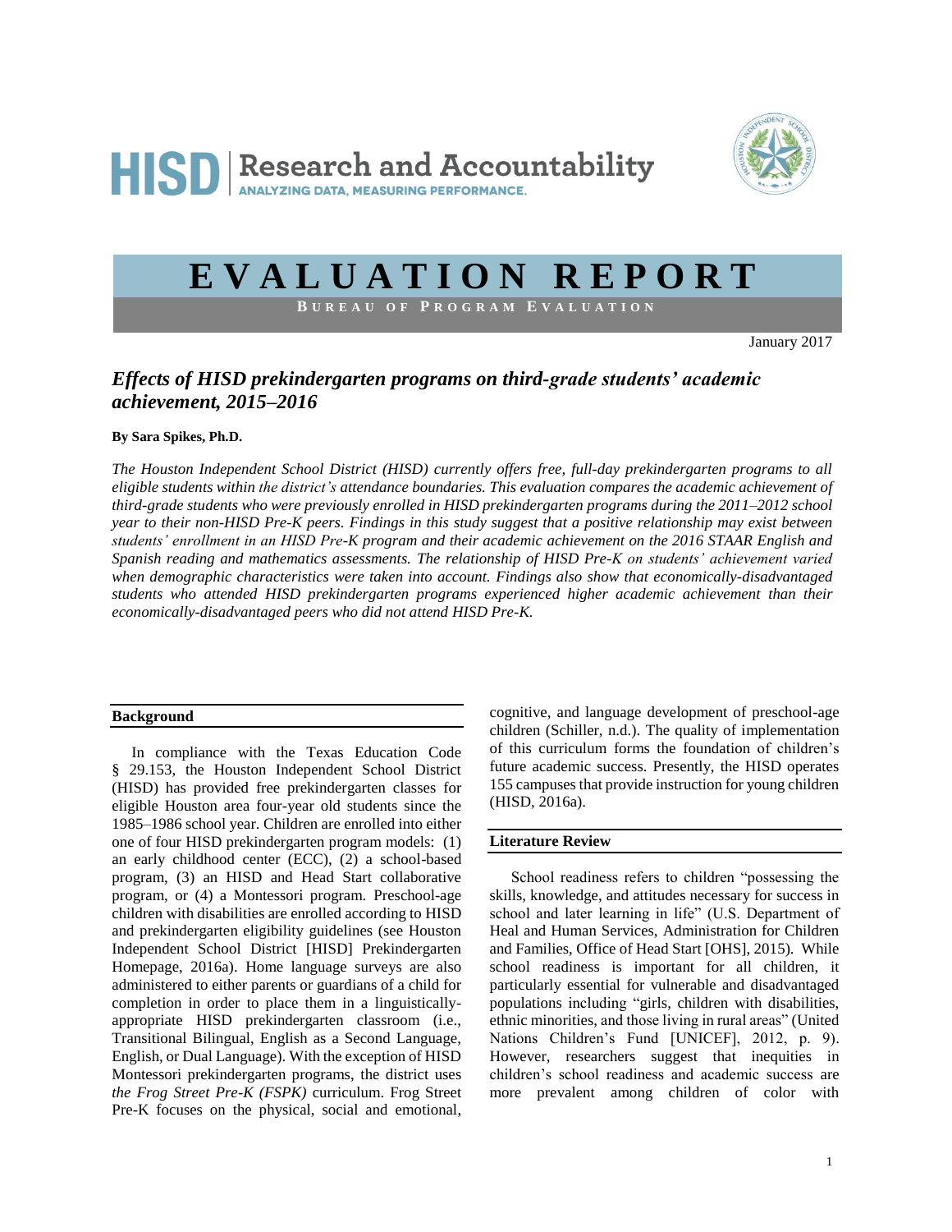HISD | Research and Accountability
ANALYZING DATA, MEASURING PERFORMANCE.

# EVALUATION REPORT

**BUREAU OF PROGRAM EVALUATION**

January 2017

## *Effects of HISD prekindergarten programs on third-grade students' academic achievement, 2015–2016*

**By Sara Spikes, Ph.D.**

*The Houston Independent School District (HISD) currently offers free, full-day prekindergarten programs to all eligible students within the district's attendance boundaries. This evaluation compares the academic achievement of third-grade students who were previously enrolled in HISD prekindergarten programs during the 2011–2012 school year to their non-HISD Pre-K peers. Findings in this study suggest that a positive relationship may exist between students' enrollment in an HISD Pre-K program and their academic achievement on the 2016 STAAR English and Spanish reading and mathematics assessments. The relationship of HISD Pre-K on students' achievement varied when demographic characteristics were taken into account. Findings also show that economically-disadvantaged students who attended HISD prekindergarten programs experienced higher academic achievement than their economically-disadvantaged peers who did not attend HISD Pre-K.*

### Background

In compliance with the Texas Education Code § 29.153, the Houston Independent School District (HISD) has provided free prekindergarten classes for eligible Houston area four-year old students since the 1985–1986 school year. Children are enrolled into either one of four HISD prekindergarten program models: (1) an early childhood center (ECC), (2) a school-based program, (3) an HISD and Head Start collaborative program, or (4) a Montessori program. Preschool-age children with disabilities are enrolled according to HISD and prekindergarten eligibility guidelines (see Houston Independent School District [HISD] Prekindergarten Homepage, 2016a). Home language surveys are also administered to either parents or guardians of a child for completion in order to place them in a linguistically-appropriate HISD prekindergarten classroom (i.e., Transitional Bilingual, English as a Second Language, English, or Dual Language). With the exception of HISD Montessori prekindergarten programs, the district uses *the Frog Street Pre-K (FSPK)* curriculum. Frog Street Pre-K focuses on the physical, social and emotional, cognitive, and language development of preschool-age children (Schiller, n.d.). The quality of implementation of this curriculum forms the foundation of children's future academic success. Presently, the HISD operates 155 campuses that provide instruction for young children (HISD, 2016a).

### Literature Review

School readiness refers to children "possessing the skills, knowledge, and attitudes necessary for success in school and later learning in life" (U.S. Department of Heal and Human Services, Administration for Children and Families, Office of Head Start [OHS], 2015). While school readiness is important for all children, it particularly essential for vulnerable and disadvantaged populations including "girls, children with disabilities, ethnic minorities, and those living in rural areas" (United Nations Children's Fund [UNICEF], 2012, p. 9). However, researchers suggest that inequities in children's school readiness and academic success are more prevalent among children of color with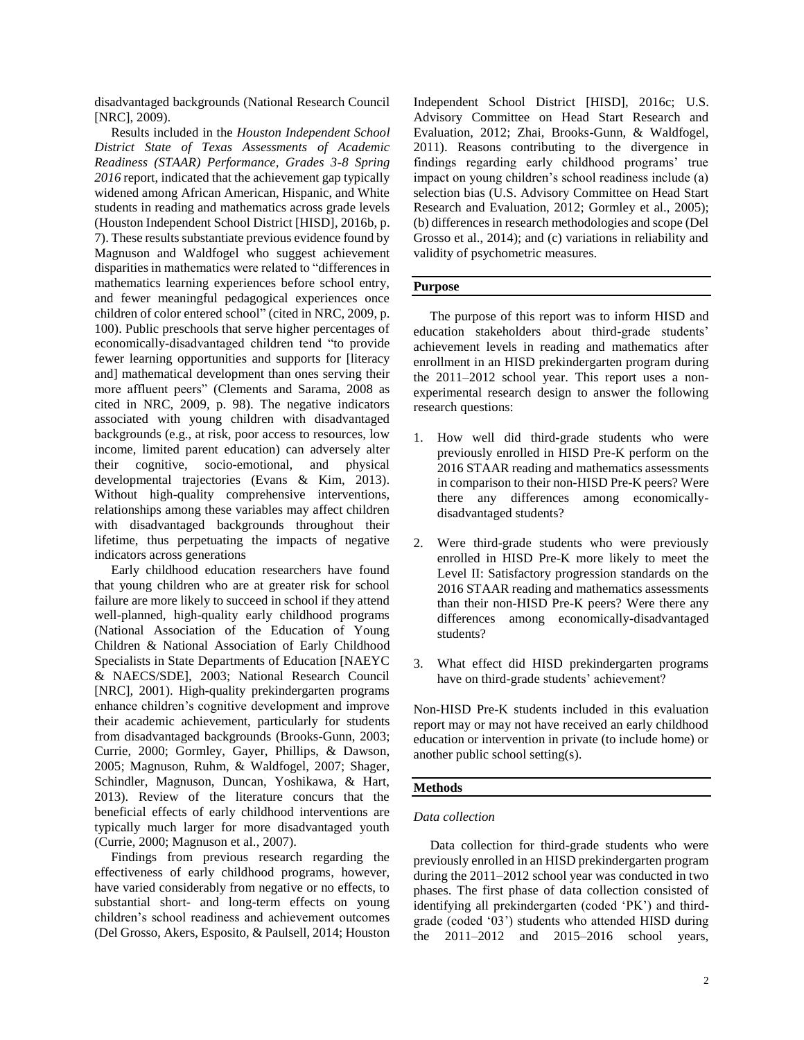disadvantaged backgrounds (National Research Council [NRC], 2009).

Results included in the *Houston Independent School District State of Texas Assessments of Academic Readiness (STAAR) Performance, Grades 3-8 Spring 2016* report, indicated that the achievement gap typically widened among African American, Hispanic, and White students in reading and mathematics across grade levels (Houston Independent School District [HISD], 2016b, p. 7). These results substantiate previous evidence found by Magnuson and Waldfogel who suggest achievement disparities in mathematics were related to "differences in mathematics learning experiences before school entry, and fewer meaningful pedagogical experiences once children of color entered school" (cited in NRC, 2009, p. 100). Public preschools that serve higher percentages of economically-disadvantaged children tend "to provide fewer learning opportunities and supports for [literacy and] mathematical development than ones serving their more affluent peers" (Clements and Sarama, 2008 as cited in NRC, 2009, p. 98). The negative indicators associated with young children with disadvantaged backgrounds (e.g., at risk, poor access to resources, low income, limited parent education) can adversely alter their cognitive, socio-emotional, and physical developmental trajectories (Evans & Kim, 2013). Without high-quality comprehensive interventions, relationships among these variables may affect children with disadvantaged backgrounds throughout their lifetime, thus perpetuating the impacts of negative indicators across generations

Early childhood education researchers have found that young children who are at greater risk for school failure are more likely to succeed in school if they attend well-planned, high-quality early childhood programs (National Association of the Education of Young Children & National Association of Early Childhood Specialists in State Departments of Education [NAEYC & NAECS/SDE], 2003; National Research Council [NRC], 2001). High-quality prekindergarten programs enhance children's cognitive development and improve their academic achievement, particularly for students from disadvantaged backgrounds (Brooks-Gunn, 2003; Currie, 2000; Gormley, Gayer, Phillips, & Dawson, 2005; Magnuson, Ruhm, & Waldfogel, 2007; Shager, Schindler, Magnuson, Duncan, Yoshikawa, & Hart, 2013). Review of the literature concurs that the beneficial effects of early childhood interventions are typically much larger for more disadvantaged youth (Currie, 2000; Magnuson et al., 2007).

Findings from previous research regarding the effectiveness of early childhood programs, however, have varied considerably from negative or no effects, to substantial short- and long-term effects on young children's school readiness and achievement outcomes (Del Grosso, Akers, Esposito, & Paulsell, 2014; Houston Independent School District [HISD], 2016c; U.S. Advisory Committee on Head Start Research and Evaluation, 2012; Zhai, Brooks-Gunn, & Waldfogel, 2011). Reasons contributing to the divergence in findings regarding early childhood programs' true impact on young children's school readiness include (a) selection bias (U.S. Advisory Committee on Head Start Research and Evaluation, 2012; Gormley et al., 2005); (b) differences in research methodologies and scope (Del Grosso et al., 2014); and (c) variations in reliability and validity of psychometric measures.

## Purpose

The purpose of this report was to inform HISD and education stakeholders about third-grade students' achievement levels in reading and mathematics after enrollment in an HISD prekindergarten program during the 2011–2012 school year. This report uses a non-experimental research design to answer the following research questions:

1. How well did third-grade students who were previously enrolled in HISD Pre-K perform on the 2016 STAAR reading and mathematics assessments in comparison to their non-HISD Pre-K peers? Were there any differences among economically-disadvantaged students?
2. Were third-grade students who were previously enrolled in HISD Pre-K more likely to meet the Level II: Satisfactory progression standards on the 2016 STAAR reading and mathematics assessments than their non-HISD Pre-K peers? Were there any differences among economically-disadvantaged students?
3. What effect did HISD prekindergarten programs have on third-grade students' achievement?

Non-HISD Pre-K students included in this evaluation report may or may not have received an early childhood education or intervention in private (to include home) or another public school setting(s).

## Methods

### *Data collection*

Data collection for third-grade students who were previously enrolled in an HISD prekindergarten program during the 2011–2012 school year was conducted in two phases. The first phase of data collection consisted of identifying all prekindergarten (coded 'PK') and third-grade (coded '03') students who attended HISD during the 2011–2012 and 2015–2016 school years,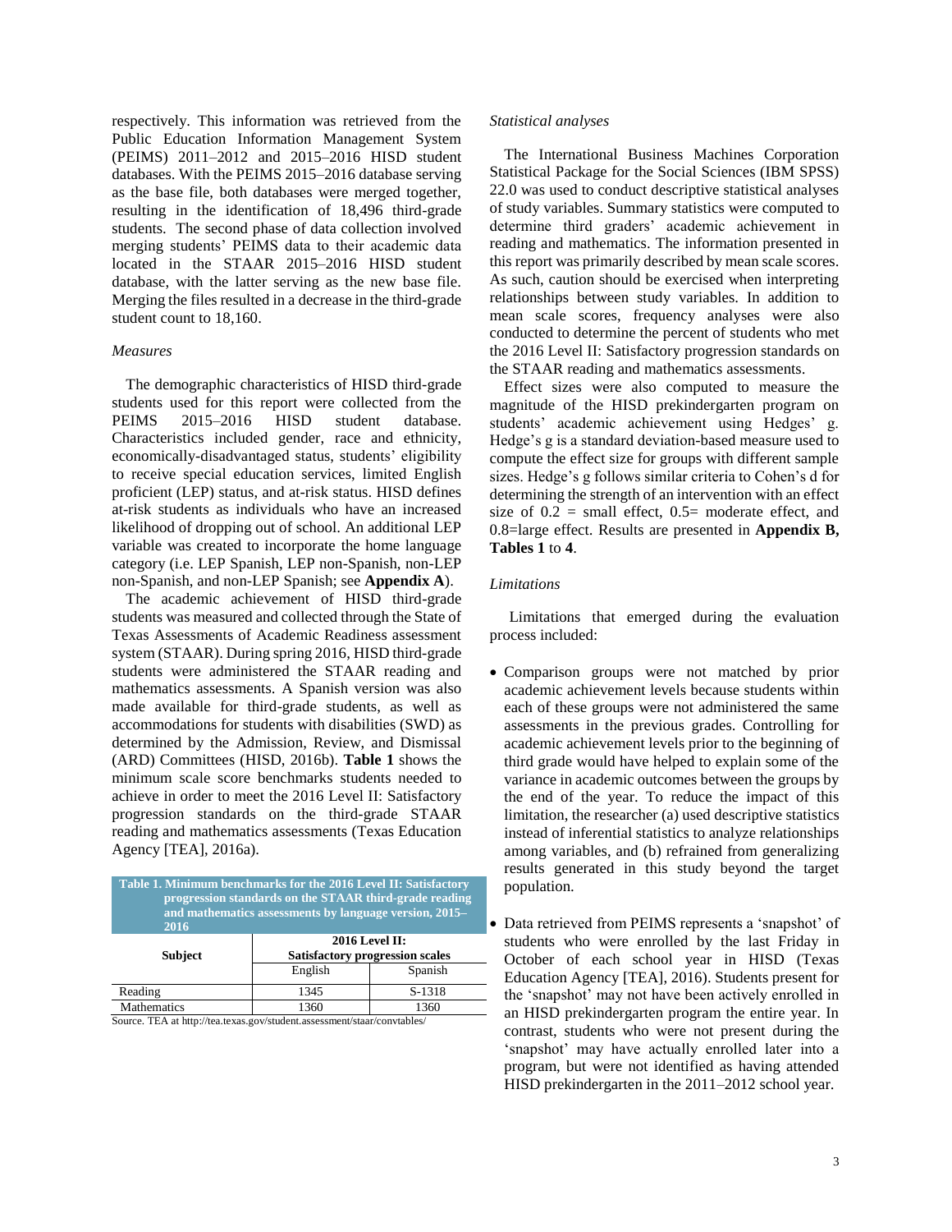respectively. This information was retrieved from the Public Education Information Management System (PEIMS) 2011–2012 and 2015–2016 HISD student databases. With the PEIMS 2015–2016 database serving as the base file, both databases were merged together, resulting in the identification of 18,496 third-grade students. The second phase of data collection involved merging students' PEIMS data to their academic data located in the STAAR 2015–2016 HISD student database, with the latter serving as the new base file. Merging the files resulted in a decrease in the third-grade student count to 18,160.

*Measures*

The demographic characteristics of HISD third-grade students used for this report were collected from the PEIMS 2015–2016 HISD student database. Characteristics included gender, race and ethnicity, economically-disadvantaged status, students' eligibility to receive special education services, limited English proficient (LEP) status, and at-risk status. HISD defines at-risk students as individuals who have an increased likelihood of dropping out of school. An additional LEP variable was created to incorporate the home language category (i.e. LEP Spanish, LEP non-Spanish, non-LEP non-Spanish, and non-LEP Spanish; see **Appendix A**).

The academic achievement of HISD third-grade students was measured and collected through the State of Texas Assessments of Academic Readiness assessment system (STAAR). During spring 2016, HISD third-grade students were administered the STAAR reading and mathematics assessments. A Spanish version was also made available for third-grade students, as well as accommodations for students with disabilities (SWD) as determined by the Admission, Review, and Dismissal (ARD) Committees (HISD, 2016b). **Table 1** shows the minimum scale score benchmarks students needed to achieve in order to meet the 2016 Level II: Satisfactory progression standards on the third-grade STAAR reading and mathematics assessments (Texas Education Agency [TEA], 2016a).

**Table 1. Minimum benchmarks for the 2016 Level II: Satisfactory progression standards on the STAAR third-grade reading and mathematics assessments by language version, 2015–2016**

| Subject | 2016 Level II: Satisfactory progression scales | |
|---|---|---|
| | English | Spanish |
| Reading | 1345 | S-1318 |
| Mathematics | 1360 | 1360 |

Source. TEA at http://tea.texas.gov/student.assessment/staar/convtables/

*Statistical analyses*

The International Business Machines Corporation Statistical Package for the Social Sciences (IBM SPSS) 22.0 was used to conduct descriptive statistical analyses of study variables. Summary statistics were computed to determine third graders' academic achievement in reading and mathematics. The information presented in this report was primarily described by mean scale scores. As such, caution should be exercised when interpreting relationships between study variables. In addition to mean scale scores, frequency analyses were also conducted to determine the percent of students who met the 2016 Level II: Satisfactory progression standards on the STAAR reading and mathematics assessments.

Effect sizes were also computed to measure the magnitude of the HISD prekindergarten program on students' academic achievement using Hedges' g. Hedge's g is a standard deviation-based measure used to compute the effect size for groups with different sample sizes. Hedge's g follows similar criteria to Cohen's d for determining the strength of an intervention with an effect size of 0.2 = small effect, 0.5= moderate effect, and 0.8=large effect. Results are presented in **Appendix B, Tables 1** to **4**.

*Limitations*

Limitations that emerged during the evaluation process included:

- Comparison groups were not matched by prior academic achievement levels because students within each of these groups were not administered the same assessments in the previous grades. Controlling for academic achievement levels prior to the beginning of third grade would have helped to explain some of the variance in academic outcomes between the groups by the end of the year. To reduce the impact of this limitation, the researcher (a) used descriptive statistics instead of inferential statistics to analyze relationships among variables, and (b) refrained from generalizing results generated in this study beyond the target population.
- Data retrieved from PEIMS represents a 'snapshot' of students who were enrolled by the last Friday in October of each school year in HISD (Texas Education Agency [TEA], 2016). Students present for the 'snapshot' may not have been actively enrolled in an HISD prekindergarten program the entire year. In contrast, students who were not present during the 'snapshot' may have actually enrolled later into a program, but were not identified as having attended HISD prekindergarten in the 2011–2012 school year.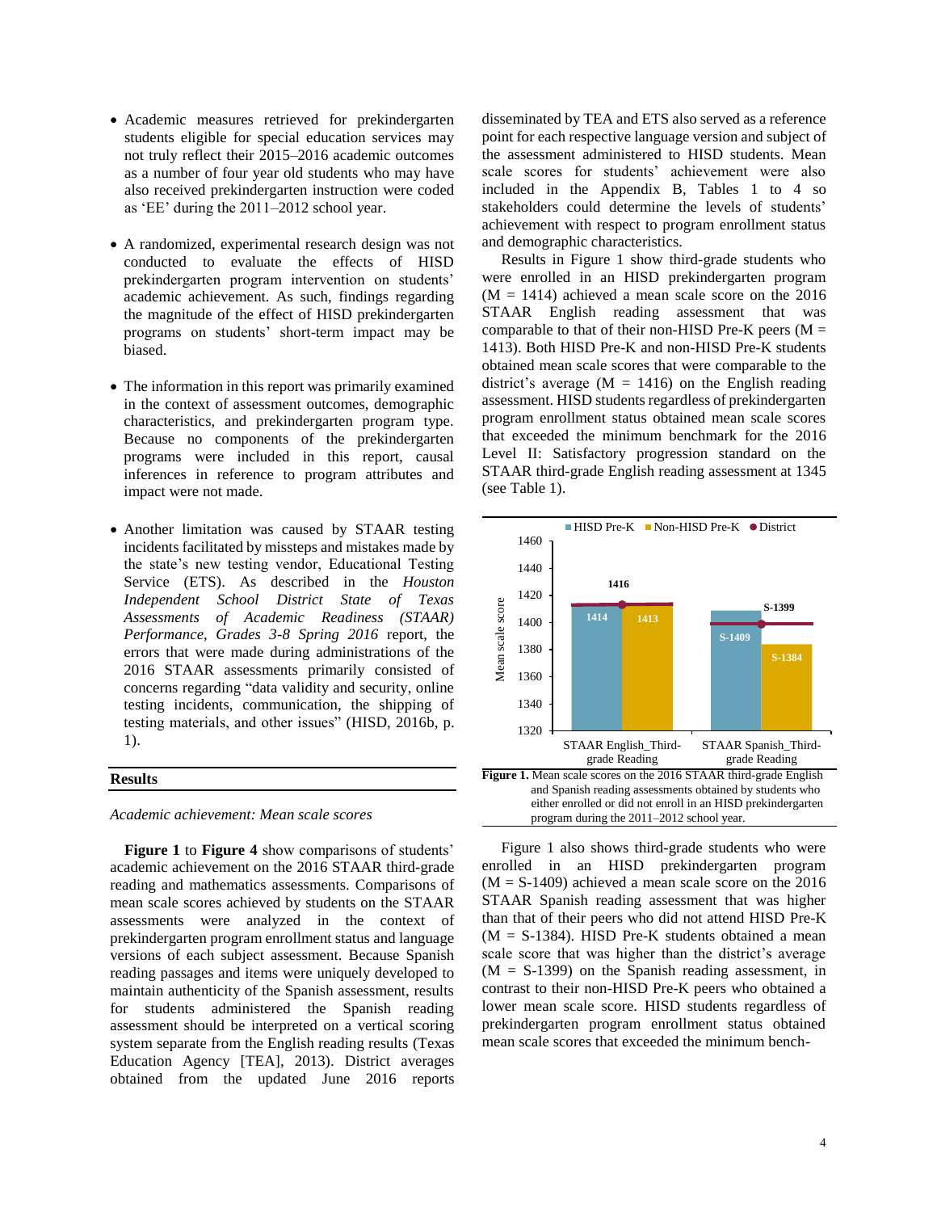- Academic measures retrieved for prekindergarten students eligible for special education services may not truly reflect their 2015–2016 academic outcomes as a number of four year old students who may have also received prekindergarten instruction were coded as 'EE' during the 2011–2012 school year.

- A randomized, experimental research design was not conducted to evaluate the effects of HISD prekindergarten program intervention on students' academic achievement. As such, findings regarding the magnitude of the effect of HISD prekindergarten programs on students' short-term impact may be biased.

- The information in this report was primarily examined in the context of assessment outcomes, demographic characteristics, and prekindergarten program type. Because no components of the prekindergarten programs were included in this report, causal inferences in reference to program attributes and impact were not made.

- Another limitation was caused by STAAR testing incidents facilitated by missteps and mistakes made by the state's new testing vendor, Educational Testing Service (ETS). As described in the *Houston Independent School District State of Texas Assessments of Academic Readiness (STAAR) Performance, Grades 3-8 Spring 2016* report, the errors that were made during administrations of the 2016 STAAR assessments primarily consisted of concerns regarding "data validity and security, online testing incidents, communication, the shipping of testing materials, and other issues" (HISD, 2016b, p. 1).

## Results

*Academic achievement: Mean scale scores*

**Figure 1** to **Figure 4** show comparisons of students' academic achievement on the 2016 STAAR third-grade reading and mathematics assessments. Comparisons of mean scale scores achieved by students on the STAAR assessments were analyzed in the context of prekindergarten program enrollment status and language versions of each subject assessment. Because Spanish reading passages and items were uniquely developed to maintain authenticity of the Spanish assessment, results for students administered the Spanish reading assessment should be interpreted on a vertical scoring system separate from the English reading results (Texas Education Agency [TEA], 2013). District averages obtained from the updated June 2016 reports disseminated by TEA and ETS also served as a reference point for each respective language version and subject of the assessment administered to HISD students. Mean scale scores for students' achievement were also included in the Appendix B, Tables 1 to 4 so stakeholders could determine the levels of students' achievement with respect to program enrollment status and demographic characteristics.

Results in Figure 1 show third-grade students who were enrolled in an HISD prekindergarten program (M = 1414) achieved a mean scale score on the 2016 STAAR English reading assessment that was comparable to that of their non-HISD Pre-K peers (M = 1413). Both HISD Pre-K and non-HISD Pre-K students obtained mean scale scores that were comparable to the district's average (M = 1416) on the English reading assessment. HISD students regardless of prekindergarten program enrollment status obtained mean scale scores that exceeded the minimum benchmark for the 2016 Level II: Satisfactory progression standard on the STAAR third-grade English reading assessment at 1345 (see Table 1).

**Figure 1.** Mean scale scores on the 2016 STAAR third-grade English and Spanish reading assessments obtained by students who either enrolled or did not enroll in an HISD prekindergarten program during the 2011–2012 school year.

Figure 1 also shows third-grade students who were enrolled in an HISD prekindergarten program (M = S-1409) achieved a mean scale score on the 2016 STAAR Spanish reading assessment that was higher than that of their peers who did not attend HISD Pre-K (M = S-1384). HISD Pre-K students obtained a mean scale score that was higher than the district's average (M = S-1399) on the Spanish reading assessment, in contrast to their non-HISD Pre-K peers who obtained a lower mean scale score. HISD students regardless of prekindergarten program enrollment status obtained mean scale scores that exceeded the minimum bench-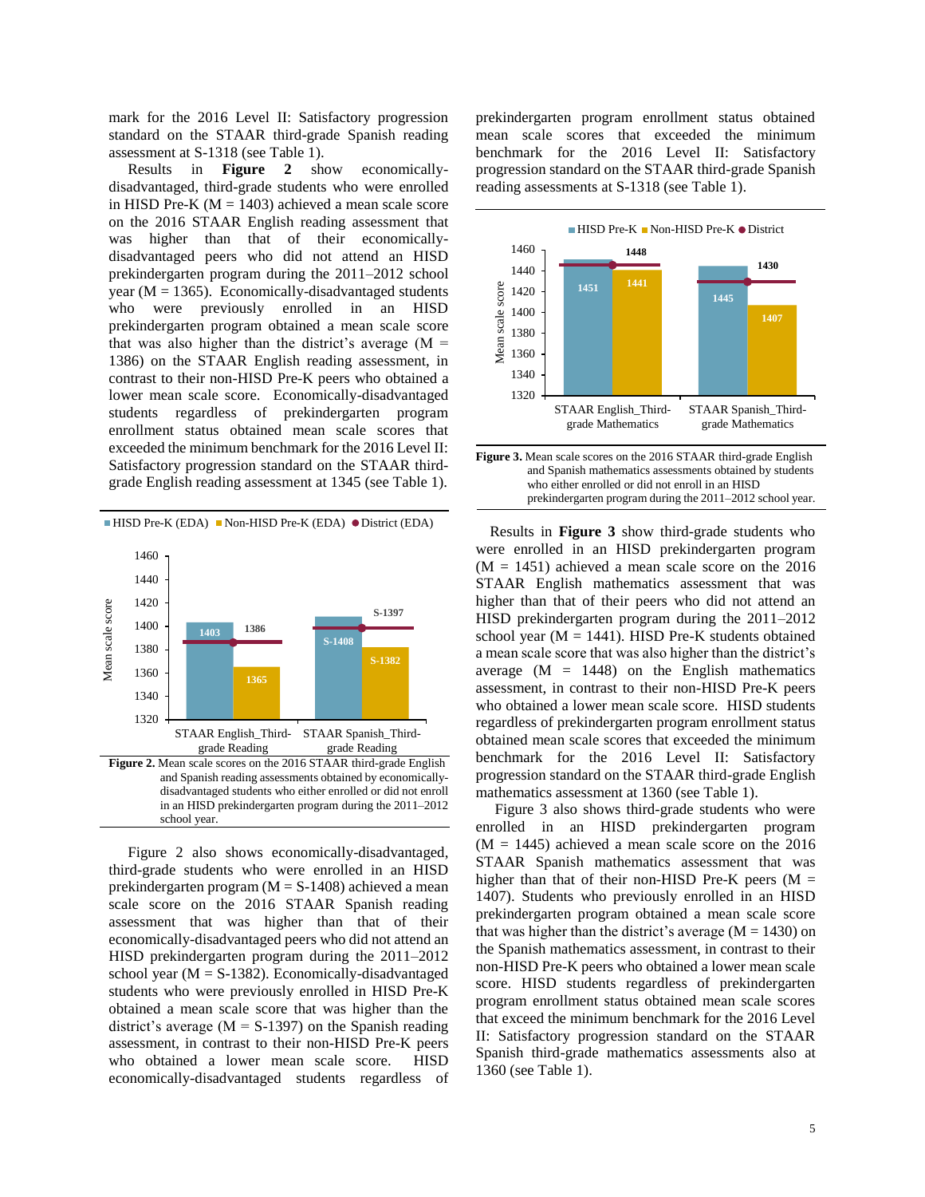mark for the 2016 Level II: Satisfactory progression standard on the STAAR third-grade Spanish reading assessment at S-1318 (see Table 1).

Results in **Figure 2** show economically-disadvantaged, third-grade students who were enrolled in HISD Pre-K (M = 1403) achieved a mean scale score on the 2016 STAAR English reading assessment that was higher than that of their economically-disadvantaged peers who did not attend an HISD prekindergarten program during the 2011–2012 school year (M = 1365). Economically-disadvantaged students who were previously enrolled in an HISD prekindergarten program obtained a mean scale score that was also higher than the district's average (M = 1386) on the STAAR English reading assessment, in contrast to their non-HISD Pre-K peers who obtained a lower mean scale score. Economically-disadvantaged students regardless of prekindergarten program enrollment status obtained mean scale scores that exceeded the minimum benchmark for the 2016 Level II: Satisfactory progression standard on the STAAR third-grade English reading assessment at 1345 (see Table 1).

**Figure 2.** Mean scale scores on the 2016 STAAR third-grade English and Spanish reading assessments obtained by economically-disadvantaged students who either enrolled or did not enroll in an HISD prekindergarten program during the 2011–2012 school year.

Figure 2 also shows economically-disadvantaged, third-grade students who were enrolled in an HISD prekindergarten program (M = S-1408) achieved a mean scale score on the 2016 STAAR Spanish reading assessment that was higher than that of their economically-disadvantaged peers who did not attend an HISD prekindergarten program during the 2011–2012 school year (M = S-1382). Economically-disadvantaged students who were previously enrolled in HISD Pre-K obtained a mean scale score that was higher than the district's average (M = S-1397) on the Spanish reading assessment, in contrast to their non-HISD Pre-K peers who obtained a lower mean scale score. HISD economically-disadvantaged students regardless of prekindergarten program enrollment status obtained mean scale scores that exceeded the minimum benchmark for the 2016 Level II: Satisfactory progression standard on the STAAR third-grade Spanish reading assessments at S-1318 (see Table 1).

**Figure 3.** Mean scale scores on the 2016 STAAR third-grade English and Spanish mathematics assessments obtained by students who either enrolled or did not enroll in an HISD prekindergarten program during the 2011–2012 school year.

Results in **Figure 3** show third-grade students who were enrolled in an HISD prekindergarten program (M = 1451) achieved a mean scale score on the 2016 STAAR English mathematics assessment that was higher than that of their peers who did not attend an HISD prekindergarten program during the 2011–2012 school year (M = 1441). HISD Pre-K students obtained a mean scale score that was also higher than the district's average (M = 1448) on the English mathematics assessment, in contrast to their non-HISD Pre-K peers who obtained a lower mean scale score. HISD students regardless of prekindergarten program enrollment status obtained mean scale scores that exceeded the minimum benchmark for the 2016 Level II: Satisfactory progression standard on the STAAR third-grade English mathematics assessment at 1360 (see Table 1).

Figure 3 also shows third-grade students who were enrolled in an HISD prekindergarten program (M = 1445) achieved a mean scale score on the 2016 STAAR Spanish mathematics assessment that was higher than that of their non-HISD Pre-K peers (M = 1407). Students who previously enrolled in an HISD prekindergarten program obtained a mean scale score that was higher than the district's average (M = 1430) on the Spanish mathematics assessment, in contrast to their non-HISD Pre-K peers who obtained a lower mean scale score. HISD students regardless of prekindergarten program enrollment status obtained mean scale scores that exceed the minimum benchmark for the 2016 Level II: Satisfactory progression standard on the STAAR Spanish third-grade mathematics assessments also at 1360 (see Table 1).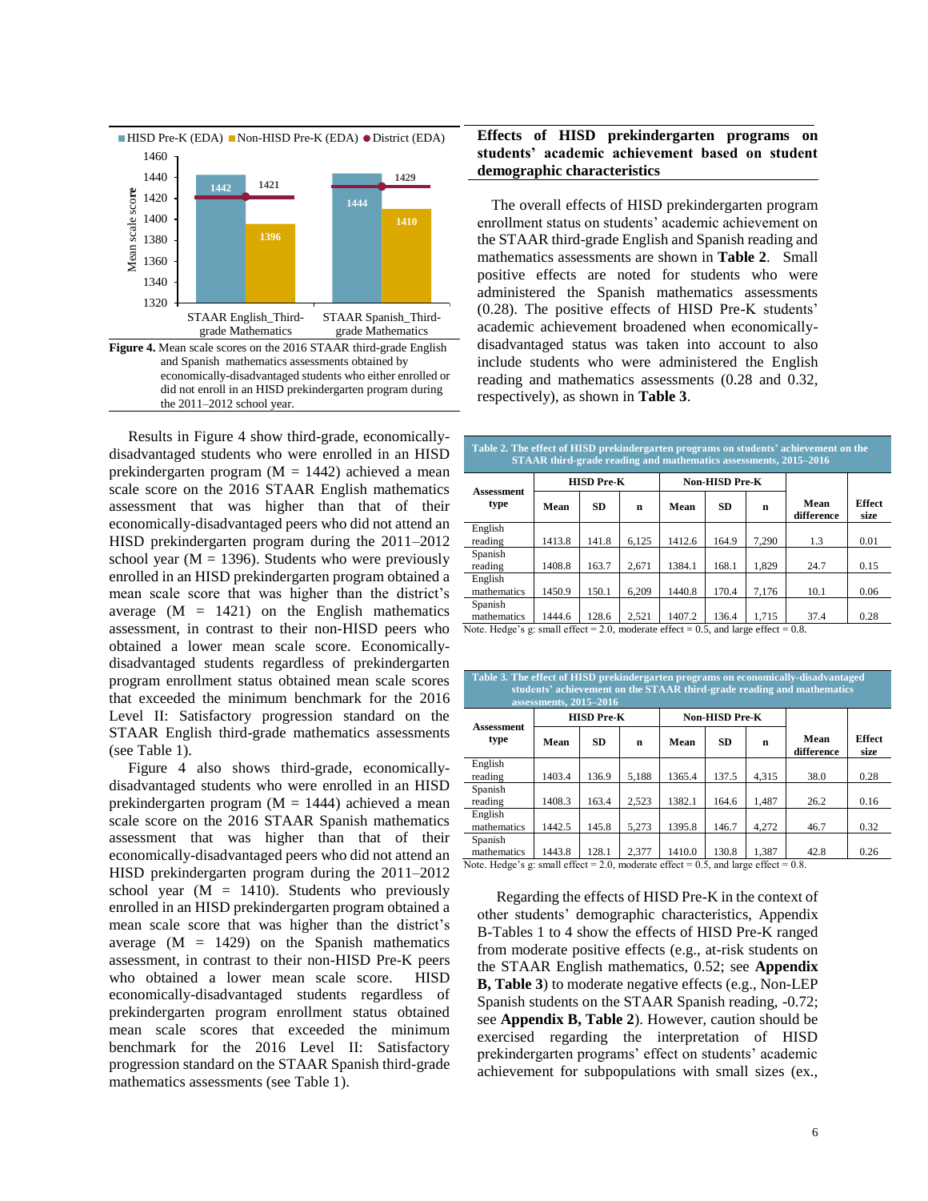■HISD Pre-K (EDA) ■Non-HISD Pre-K (EDA) ● District (EDA)

| | HISD Pre-K (EDA) | Non-HISD Pre-K (EDA) | District (EDA) |
|---|---|---|---|
| STAAR English_Third-grade Mathematics | 1442 | 1396 | 1421 |
| STAAR Spanish_Third-grade Mathematics | 1444 | 1410 | 1429 |

**Figure 4.** Mean scale scores on the 2016 STAAR third-grade English and Spanish mathematics assessments obtained by economically-disadvantaged students who either enrolled or did not enroll in an HISD prekindergarten program during the 2011–2012 school year.

Results in Figure 4 show third-grade, economically-disadvantaged students who were enrolled in an HISD prekindergarten program (M = 1442) achieved a mean scale score on the 2016 STAAR English mathematics assessment that was higher than that of their economically-disadvantaged peers who did not attend an HISD prekindergarten program during the 2011–2012 school year (M = 1396). Students who were previously enrolled in an HISD prekindergarten program obtained a mean scale score that was higher than the district's average (M = 1421) on the English mathematics assessment, in contrast to their non-HISD peers who obtained a lower mean scale score. Economically-disadvantaged students regardless of prekindergarten program enrollment status obtained mean scale scores that exceeded the minimum benchmark for the 2016 Level II: Satisfactory progression standard on the STAAR English third-grade mathematics assessments (see Table 1).

Figure 4 also shows third-grade, economically-disadvantaged students who were enrolled in an HISD prekindergarten program (M = 1444) achieved a mean scale score on the 2016 STAAR Spanish mathematics assessment that was higher than that of their economically-disadvantaged peers who did not attend an HISD prekindergarten program during the 2011–2012 school year (M = 1410). Students who previously enrolled in an HISD prekindergarten program obtained a mean scale score that was higher than the district's average (M = 1429) on the Spanish mathematics assessment, in contrast to their non-HISD Pre-K peers who obtained a lower mean scale score. HISD economically-disadvantaged students regardless of prekindergarten program enrollment status obtained mean scale scores that exceeded the minimum benchmark for the 2016 Level II: Satisfactory progression standard on the STAAR Spanish third-grade mathematics assessments (see Table 1).

## Effects of HISD prekindergarten programs on students' academic achievement based on student demographic characteristics

The overall effects of HISD prekindergarten program enrollment status on students' academic achievement on the STAAR third-grade English and Spanish reading and mathematics assessments are shown in **Table 2**. Small positive effects are noted for students who were administered the Spanish mathematics assessments (0.28). The positive effects of HISD Pre-K students' academic achievement broadened when economically-disadvantaged status was taken into account to also include students who were administered the English reading and mathematics assessments (0.28 and 0.32, respectively), as shown in **Table 3**.

**Table 2. The effect of HISD prekindergarten programs on students' achievement on the STAAR third-grade reading and mathematics assessments, 2015–2016**

| Assessment type | HISD Pre-K | | | Non-HISD Pre-K | | | Mean difference | Effect size |
|---|---|---|---|---|---|---|---|---|
| | Mean | SD | n | Mean | SD | n | | |
| English reading | 1413.8 | 141.8 | 6,125 | 1412.6 | 164.9 | 7,290 | 1.3 | 0.01 |
| Spanish reading | 1408.8 | 163.7 | 2,671 | 1384.1 | 168.1 | 1,829 | 24.7 | 0.15 |
| English mathematics | 1450.9 | 150.1 | 6,209 | 1440.8 | 170.4 | 7,176 | 10.1 | 0.06 |
| Spanish mathematics | 1444.6 | 128.6 | 2,521 | 1407.2 | 136.4 | 1,715 | 37.4 | 0.28 |

Note. Hedge's g: small effect = 2.0, moderate effect = 0.5, and large effect = 0.8.

**Table 3. The effect of HISD prekindergarten programs on economically-disadvantaged students' achievement on the STAAR third-grade reading and mathematics assessments, 2015–2016**

| Assessment type | HISD Pre-K | | | Non-HISD Pre-K | | | Mean difference | Effect size |
|---|---|---|---|---|---|---|---|---|
| | Mean | SD | n | Mean | SD | n | | |
| English reading | 1403.4 | 136.9 | 5,188 | 1365.4 | 137.5 | 4,315 | 38.0 | 0.28 |
| Spanish reading | 1408.3 | 163.4 | 2,523 | 1382.1 | 164.6 | 1,487 | 26.2 | 0.16 |
| English mathematics | 1442.5 | 145.8 | 5,273 | 1395.8 | 146.7 | 4,272 | 46.7 | 0.32 |
| Spanish mathematics | 1443.8 | 128.1 | 2,377 | 1410.0 | 130.8 | 1,387 | 42.8 | 0.26 |

Note. Hedge's g: small effect = 2.0, moderate effect = 0.5, and large effect = 0.8.

Regarding the effects of HISD Pre-K in the context of other students' demographic characteristics, Appendix B-Tables 1 to 4 show the effects of HISD Pre-K ranged from moderate positive effects (e.g., at-risk students on the STAAR English mathematics, 0.52; see **Appendix B, Table 3**) to moderate negative effects (e.g., Non-LEP Spanish students on the STAAR Spanish reading, -0.72; see **Appendix B, Table 2**). However, caution should be exercised regarding the interpretation of HISD prekindergarten programs' effect on students' academic achievement for subpopulations with small sizes (ex.,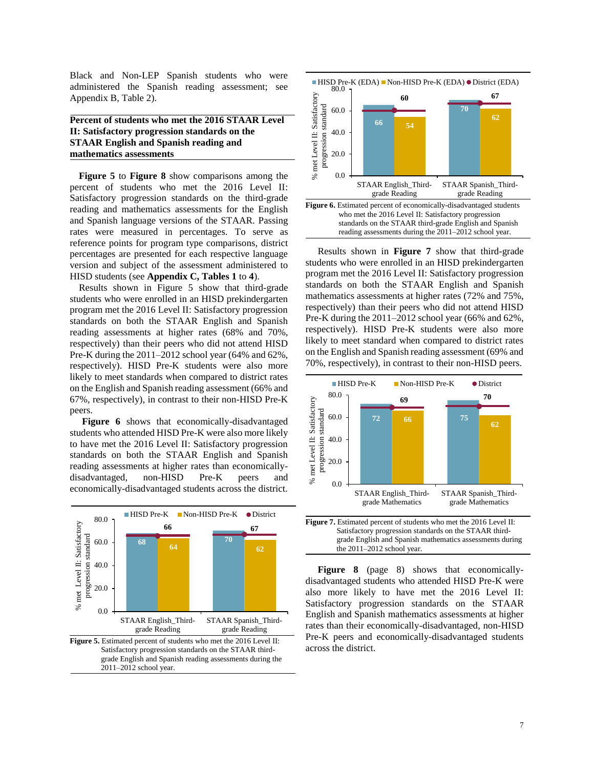Black and Non-LEP Spanish students who were administered the Spanish reading assessment; see Appendix B, Table 2).

### Percent of students who met the 2016 STAAR Level II: Satisfactory progression standards on the STAAR English and Spanish reading and mathematics assessments

**Figure 5** to **Figure 8** show comparisons among the percent of students who met the 2016 Level II: Satisfactory progression standards on the third-grade reading and mathematics assessments for the English and Spanish language versions of the STAAR. Passing rates were measured in percentages. To serve as reference points for program type comparisons, district percentages are presented for each respective language version and subject of the assessment administered to HISD students (see **Appendix C, Tables 1** to **4**).

Results shown in Figure 5 show that third-grade students who were enrolled in an HISD prekindergarten program met the 2016 Level II: Satisfactory progression standards on both the STAAR English and Spanish reading assessments at higher rates (68% and 70%, respectively) than their peers who did not attend HISD Pre-K during the 2011–2012 school year (64% and 62%, respectively). HISD Pre-K students were also more likely to meet standards when compared to district rates on the English and Spanish reading assessment (66% and 67%, respectively), in contrast to their non-HISD Pre-K peers.

**Figure 6** shows that economically-disadvantaged students who attended HISD Pre-K were also more likely to have met the 2016 Level II: Satisfactory progression standards on both the STAAR English and Spanish reading assessments at higher rates than economically-disadvantaged, non-HISD Pre-K peers and economically-disadvantaged students across the district.

| | HISD Pre-K | Non-HISD Pre-K | District |
|---|---|---|---|
| STAAR English_Third-grade Reading | 68 | 64 | 66 |
| STAAR Spanish_Third-grade Reading | 70 | 62 | 67 |

**Figure 5.** Estimated percent of students who met the 2016 Level II: Satisfactory progression standards on the STAAR third-grade English and Spanish reading assessments during the 2011–2012 school year.

| | HISD Pre-K (EDA) | Non-HISD Pre-K (EDA) | District (EDA) |
|---|---|---|---|
| STAAR English_Third-grade Reading | 66 | 54 | 60 |
| STAAR Spanish_Third-grade Reading | 70 | 62 | 67 |

**Figure 6.** Estimated percent of economically-disadvantaged students who met the 2016 Level II: Satisfactory progression standards on the STAAR third-grade English and Spanish reading assessments during the 2011–2012 school year.

Results shown in **Figure 7** show that third-grade students who were enrolled in an HISD prekindergarten program met the 2016 Level II: Satisfactory progression standards on both the STAAR English and Spanish mathematics assessments at higher rates (72% and 75%, respectively) than their peers who did not attend HISD Pre-K during the 2011–2012 school year (66% and 62%, respectively). HISD Pre-K students were also more likely to meet standard when compared to district rates on the English and Spanish reading assessment (69% and 70%, respectively), in contrast to their non-HISD peers.

| | HISD Pre-K | Non-HISD Pre-K | District |
|---|---|---|---|
| STAAR English_Third-grade Mathematics | 72 | 66 | 69 |
| STAAR Spanish_Third-grade Mathematics | 75 | 62 | 70 |

**Figure 7.** Estimated percent of students who met the 2016 Level II: Satisfactory progression standards on the STAAR third-grade English and Spanish mathematics assessments during the 2011–2012 school year.

**Figure 8** (page 8) shows that economically-disadvantaged students who attended HISD Pre-K were also more likely to have met the 2016 Level II: Satisfactory progression standards on the STAAR English and Spanish mathematics assessments at higher rates than their economically-disadvantaged, non-HISD Pre-K peers and economically-disadvantaged students across the district.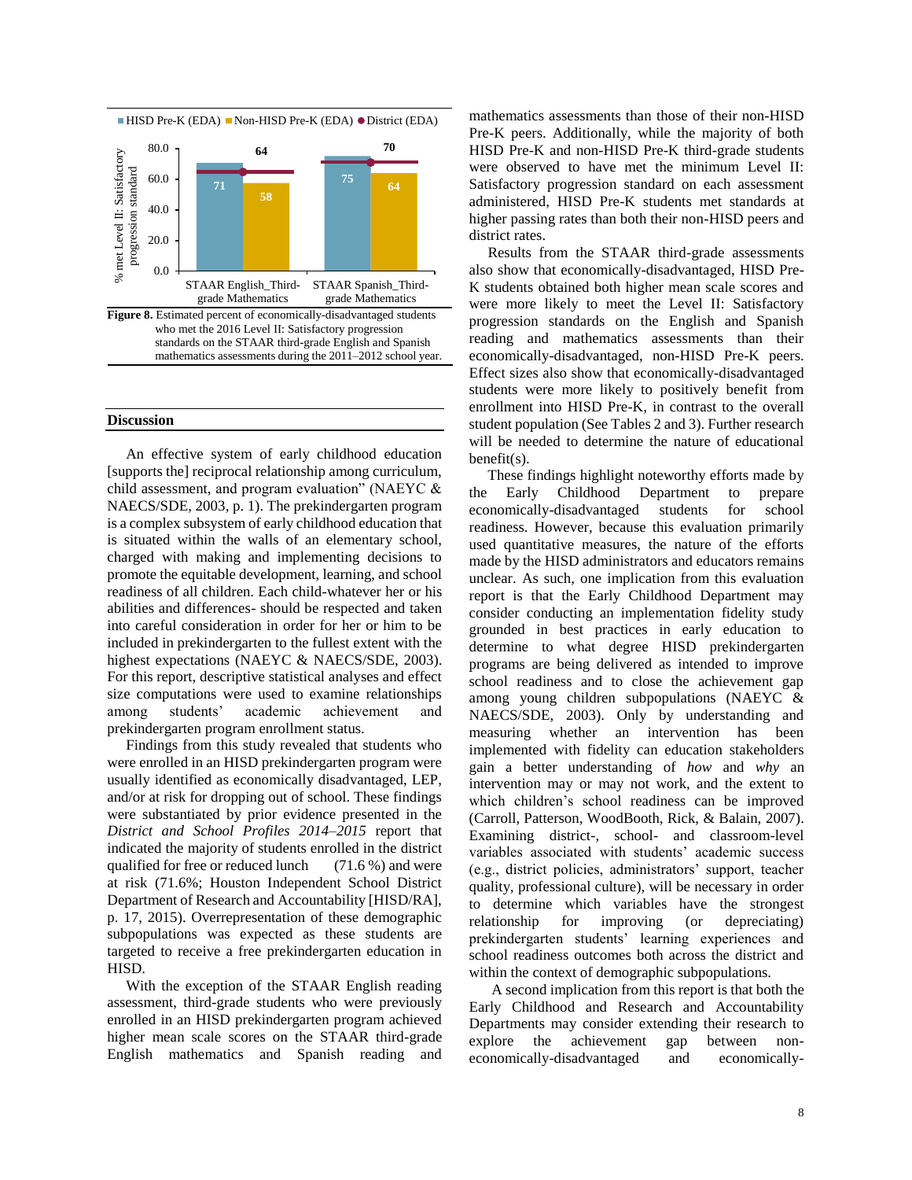■ HISD Pre-K (EDA) ■ Non-HISD Pre-K (EDA) ● District (EDA)

| | HISD Pre-K (EDA) | Non-HISD Pre-K (EDA) | District (EDA) |
|---|---|---|---|
| STAAR English_Third-grade Mathematics | 71 | 58 | 64 |
| STAAR Spanish_Third-grade Mathematics | 75 | 64 | 70 |

**Figure 8.** Estimated percent of economically-disadvantaged students who met the 2016 Level II: Satisfactory progression standards on the STAAR third-grade English and Spanish mathematics assessments during the 2011–2012 school year.

## Discussion

An effective system of early childhood education [supports the] reciprocal relationship among curriculum, child assessment, and program evaluation" (NAEYC & NAECS/SDE, 2003, p. 1). The prekindergarten program is a complex subsystem of early childhood education that is situated within the walls of an elementary school, charged with making and implementing decisions to promote the equitable development, learning, and school readiness of all children. Each child-whatever her or his abilities and differences- should be respected and taken into careful consideration in order for her or him to be included in prekindergarten to the fullest extent with the highest expectations (NAEYC & NAECS/SDE, 2003). For this report, descriptive statistical analyses and effect size computations were used to examine relationships among students' academic achievement and prekindergarten program enrollment status.

Findings from this study revealed that students who were enrolled in an HISD prekindergarten program were usually identified as economically disadvantaged, LEP, and/or at risk for dropping out of school. These findings were substantiated by prior evidence presented in the *District and School Profiles 2014–2015* report that indicated the majority of students enrolled in the district qualified for free or reduced lunch (71.6 %) and were at risk (71.6%; Houston Independent School District Department of Research and Accountability [HISD/RA], p. 17, 2015). Overrepresentation of these demographic subpopulations was expected as these students are targeted to receive a free prekindergarten education in HISD.

With the exception of the STAAR English reading assessment, third-grade students who were previously enrolled in an HISD prekindergarten program achieved higher mean scale scores on the STAAR third-grade English mathematics and Spanish reading and mathematics assessments than those of their non-HISD Pre-K peers. Additionally, while the majority of both HISD Pre-K and non-HISD Pre-K third-grade students were observed to have met the minimum Level II: Satisfactory progression standard on each assessment administered, HISD Pre-K students met standards at higher passing rates than both their non-HISD peers and district rates.

Results from the STAAR third-grade assessments also show that economically-disadvantaged, HISD Pre-K students obtained both higher mean scale scores and were more likely to meet the Level II: Satisfactory progression standards on the English and Spanish reading and mathematics assessments than their economically-disadvantaged, non-HISD Pre-K peers. Effect sizes also show that economically-disadvantaged students were more likely to positively benefit from enrollment into HISD Pre-K, in contrast to the overall student population (See Tables 2 and 3). Further research will be needed to determine the nature of educational benefit(s).

These findings highlight noteworthy efforts made by the Early Childhood Department to prepare economically-disadvantaged students for school readiness. However, because this evaluation primarily used quantitative measures, the nature of the efforts made by the HISD administrators and educators remains unclear. As such, one implication from this evaluation report is that the Early Childhood Department may consider conducting an implementation fidelity study grounded in best practices in early education to determine to what degree HISD prekindergarten programs are being delivered as intended to improve school readiness and to close the achievement gap among young children subpopulations (NAEYC & NAECS/SDE, 2003). Only by understanding and measuring whether an intervention has been implemented with fidelity can education stakeholders gain a better understanding of *how* and *why* an intervention may or may not work, and the extent to which children's school readiness can be improved (Carroll, Patterson, WoodBooth, Rick, & Balain, 2007). Examining district-, school- and classroom-level variables associated with students' academic success (e.g., district policies, administrators' support, teacher quality, professional culture), will be necessary in order to determine which variables have the strongest relationship for improving (or depreciating) prekindergarten students' learning experiences and school readiness outcomes both across the district and within the context of demographic subpopulations.

A second implication from this report is that both the Early Childhood and Research and Accountability Departments may consider extending their research to explore the achievement gap between non-economically-disadvantaged and economically-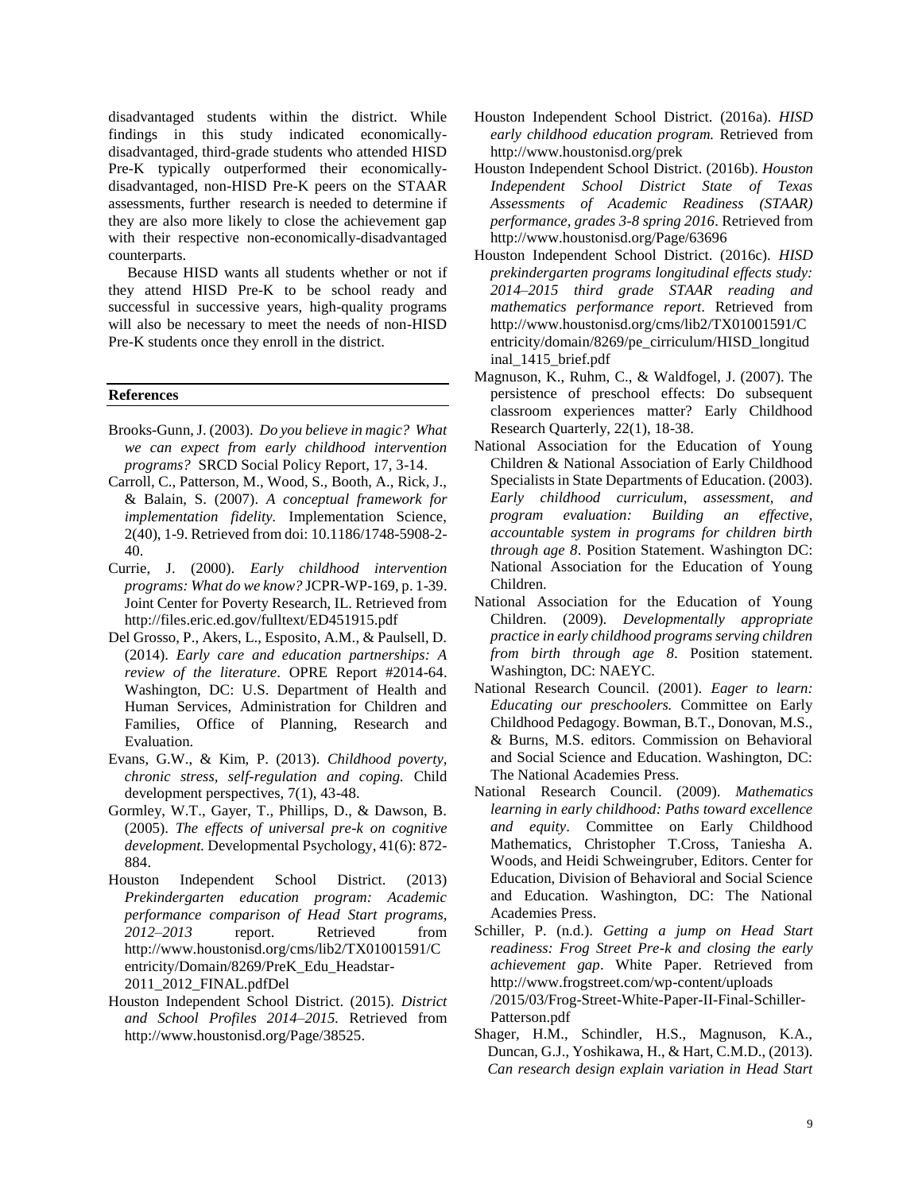disadvantaged students within the district. While findings in this study indicated economically-disadvantaged, third-grade students who attended HISD Pre-K typically outperformed their economically-disadvantaged, non-HISD Pre-K peers on the STAAR assessments, further research is needed to determine if they are also more likely to close the achievement gap with their respective non-economically-disadvantaged counterparts.

Because HISD wants all students whether or not if they attend HISD Pre-K to be school ready and successful in successive years, high-quality programs will also be necessary to meet the needs of non-HISD Pre-K students once they enroll in the district.

## References

Brooks-Gunn, J. (2003). *Do you believe in magic? What we can expect from early childhood intervention programs?* SRCD Social Policy Report, 17, 3-14.

Carroll, C., Patterson, M., Wood, S., Booth, A., Rick, J., & Balain, S. (2007). *A conceptual framework for implementation fidelity.* Implementation Science, 2(40), 1-9. Retrieved from doi: 10.1186/1748-5908-2-40.

Currie, J. (2000). *Early childhood intervention programs: What do we know?* JCPR-WP-169, p. 1-39. Joint Center for Poverty Research, IL. Retrieved from http://files.eric.ed.gov/fulltext/ED451915.pdf

Del Grosso, P., Akers, L., Esposito, A.M., & Paulsell, D. (2014). *Early care and education partnerships: A review of the literature*. OPRE Report #2014-64. Washington, DC: U.S. Department of Health and Human Services, Administration for Children and Families, Office of Planning, Research and Evaluation.

Evans, G.W., & Kim, P. (2013). *Childhood poverty, chronic stress, self-regulation and coping.* Child development perspectives, 7(1), 43-48.

Gormley, W.T., Gayer, T., Phillips, D., & Dawson, B. (2005). *The effects of universal pre-k on cognitive development.* Developmental Psychology, 41(6): 872-884.

Houston Independent School District. (2013) *Prekindergarten education program: Academic performance comparison of Head Start programs, 2012–2013* report. Retrieved from http://www.houstonisd.org/cms/lib2/TX01001591/Centricity/Domain/8269/PreK_Edu_Headstar-2011_2012_FINAL.pdfDel

Houston Independent School District. (2015). *District and School Profiles 2014–2015.* Retrieved from http://www.houstonisd.org/Page/38525.

Houston Independent School District. (2016a). *HISD early childhood education program.* Retrieved from http://www.houstonisd.org/prek

Houston Independent School District. (2016b). *Houston Independent School District State of Texas Assessments of Academic Readiness (STAAR) performance, grades 3-8 spring 2016*. Retrieved from http://www.houstonisd.org/Page/63696

Houston Independent School District. (2016c). *HISD prekindergarten programs longitudinal effects study: 2014–2015 third grade STAAR reading and mathematics performance report*. Retrieved from http://www.houstonisd.org/cms/lib2/TX01001591/Centricity/domain/8269/pe_cirriculum/HISD_longitudinal_1415_brief.pdf

Magnuson, K., Ruhm, C., & Waldfogel, J. (2007). The persistence of preschool effects: Do subsequent classroom experiences matter? Early Childhood Research Quarterly, 22(1), 18-38.

National Association for the Education of Young Children & National Association of Early Childhood Specialists in State Departments of Education. (2003). *Early childhood curriculum, assessment, and program evaluation: Building an effective, accountable system in programs for children birth through age 8*. Position Statement. Washington DC: National Association for the Education of Young Children.

National Association for the Education of Young Children. (2009). *Developmentally appropriate practice in early childhood programs serving children from birth through age 8*. Position statement. Washington, DC: NAEYC.

National Research Council. (2001). *Eager to learn: Educating our preschoolers.* Committee on Early Childhood Pedagogy. Bowman, B.T., Donovan, M.S., & Burns, M.S. editors. Commission on Behavioral and Social Science and Education. Washington, DC: The National Academies Press.

National Research Council. (2009). *Mathematics learning in early childhood: Paths toward excellence and equity*. Committee on Early Childhood Mathematics, Christopher T.Cross, Taniesha A. Woods, and Heidi Schweingruber, Editors. Center for Education, Division of Behavioral and Social Science and Education. Washington, DC: The National Academies Press.

Schiller, P. (n.d.). *Getting a jump on Head Start readiness: Frog Street Pre-k and closing the early achievement gap*. White Paper. Retrieved from http://www.frogstreet.com/wp-content/uploads/2015/03/Frog-Street-White-Paper-II-Final-Schiller-Patterson.pdf

Shager, H.M., Schindler, H.S., Magnuson, K.A., Duncan, G.J., Yoshikawa, H., & Hart, C.M.D., (2013). *Can research design explain variation in Head Start*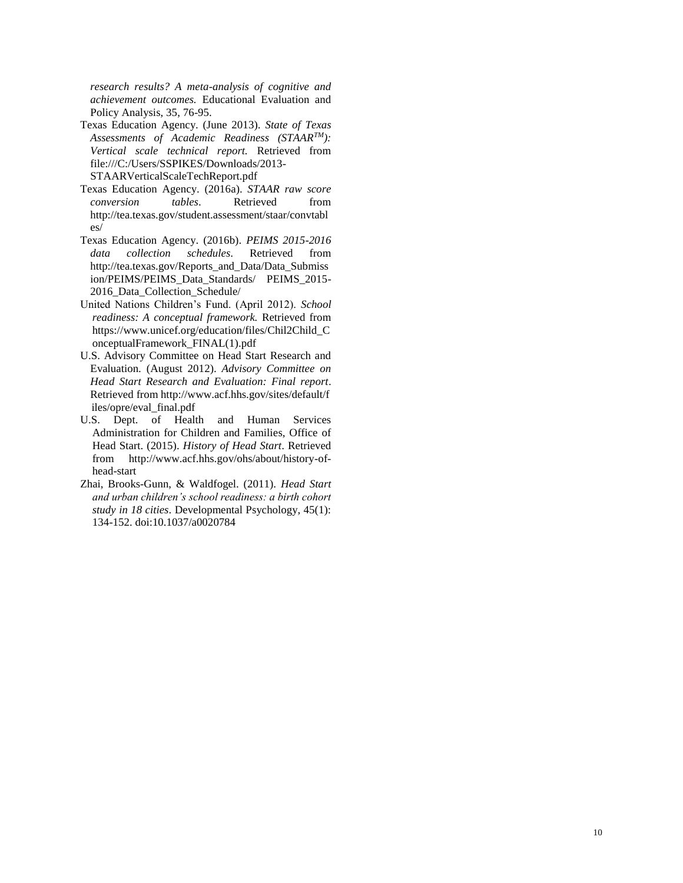*research results? A meta-analysis of cognitive and achievement outcomes.* Educational Evaluation and Policy Analysis, 35, 76-95.

Texas Education Agency. (June 2013). *State of Texas Assessments of Academic Readiness (STAAR™): Vertical scale technical report.* Retrieved from file:///C:/Users/SSPIKES/Downloads/2013-STAARVerticalScaleTechReport.pdf

Texas Education Agency. (2016a). *STAAR raw score conversion tables*. Retrieved from http://tea.texas.gov/student.assessment/staar/convtables/

Texas Education Agency. (2016b). *PEIMS 2015-2016 data collection schedules*. Retrieved from http://tea.texas.gov/Reports_and_Data/Data_Submission/PEIMS/PEIMS_Data_Standards/ PEIMS_2015-2016_Data_Collection_Schedule/

United Nations Children's Fund. (April 2012). *School readiness: A conceptual framework.* Retrieved from https://www.unicef.org/education/files/Chil2Child_ConceptualFramework_FINAL(1).pdf

U.S. Advisory Committee on Head Start Research and Evaluation. (August 2012). *Advisory Committee on Head Start Research and Evaluation: Final report*. Retrieved from http://www.acf.hhs.gov/sites/default/files/opre/eval_final.pdf

U.S. Dept. of Health and Human Services Administration for Children and Families, Office of Head Start. (2015). *History of Head Start*. Retrieved from http://www.acf.hhs.gov/ohs/about/history-of-head-start

Zhai, Brooks-Gunn, & Waldfogel. (2011). *Head Start and urban children's school readiness: a birth cohort study in 18 cities*. Developmental Psychology, 45(1): 134-152. doi:10.1037/a0020784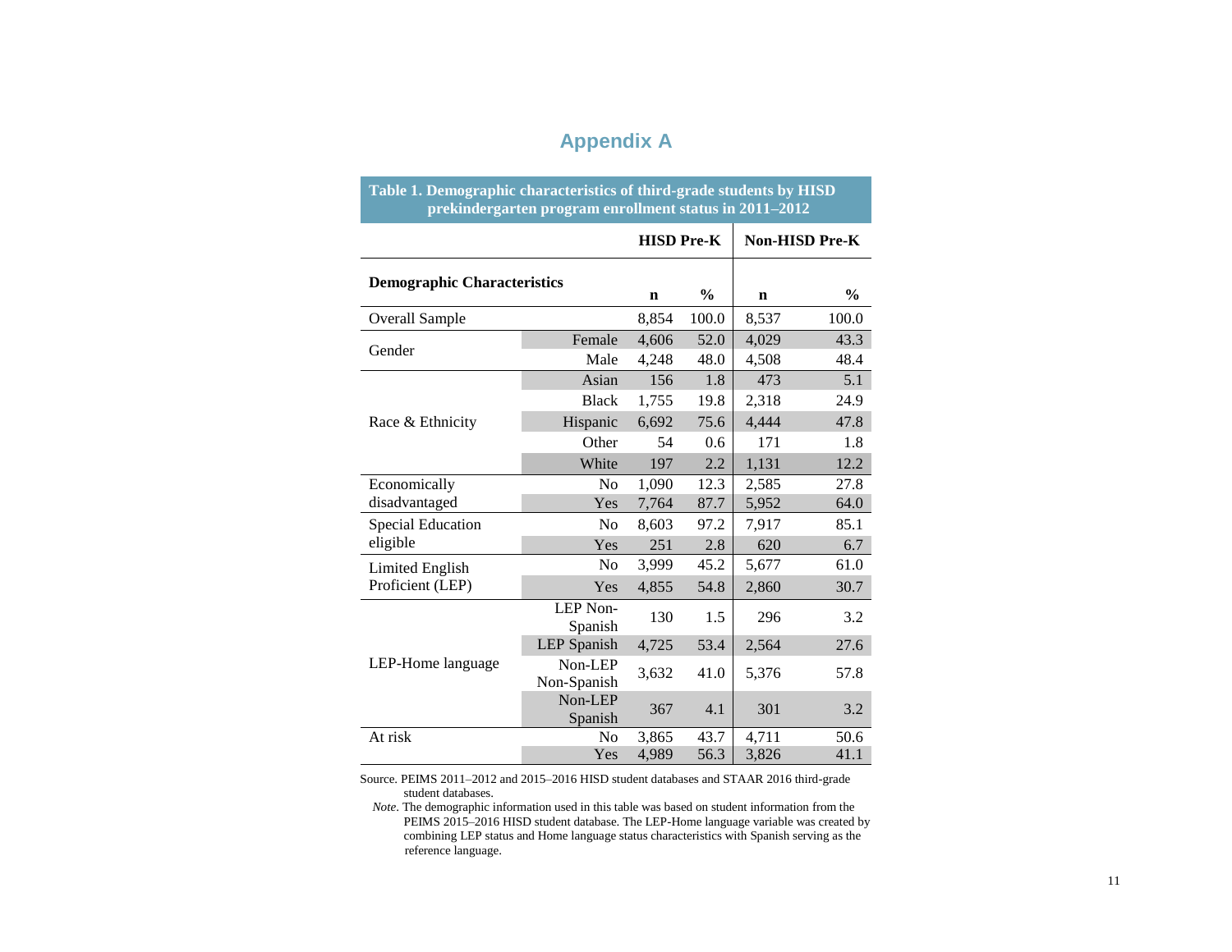# Appendix A

**Table 1. Demographic characteristics of third-grade students by HISD prekindergarten program enrollment status in 2011–2012**

| Demographic Characteristics | | HISD Pre-K n | HISD Pre-K % | Non-HISD Pre-K n | Non-HISD Pre-K % |
|---|---|---|---|---|---|
| Overall Sample | | 8,854 | 100.0 | 8,537 | 100.0 |
| Gender | Female | 4,606 | 52.0 | 4,029 | 43.3 |
| | Male | 4,248 | 48.0 | 4,508 | 48.4 |
| Race & Ethnicity | Asian | 156 | 1.8 | 473 | 5.1 |
| | Black | 1,755 | 19.8 | 2,318 | 24.9 |
| | Hispanic | 6,692 | 75.6 | 4,444 | 47.8 |
| | Other | 54 | 0.6 | 171 | 1.8 |
| | White | 197 | 2.2 | 1,131 | 12.2 |
| Economically disadvantaged | No | 1,090 | 12.3 | 2,585 | 27.8 |
| | Yes | 7,764 | 87.7 | 5,952 | 64.0 |
| Special Education eligible | No | 8,603 | 97.2 | 7,917 | 85.1 |
| | Yes | 251 | 2.8 | 620 | 6.7 |
| Limited English Proficient (LEP) | No | 3,999 | 45.2 | 5,677 | 61.0 |
| | Yes | 4,855 | 54.8 | 2,860 | 30.7 |
| LEP-Home language | LEP Non-Spanish | 130 | 1.5 | 296 | 3.2 |
| | LEP Spanish | 4,725 | 53.4 | 2,564 | 27.6 |
| | Non-LEP Non-Spanish | 3,632 | 41.0 | 5,376 | 57.8 |
| | Non-LEP Spanish | 367 | 4.1 | 301 | 3.2 |
| At risk | No | 3,865 | 43.7 | 4,711 | 50.6 |
| | Yes | 4,989 | 56.3 | 3,826 | 41.1 |

Source. PEIMS 2011–2012 and 2015–2016 HISD student databases and STAAR 2016 third-grade student databases.

*Note*. The demographic information used in this table was based on student information from the PEIMS 2015–2016 HISD student database. The LEP-Home language variable was created by combining LEP status and Home language status characteristics with Spanish serving as the reference language.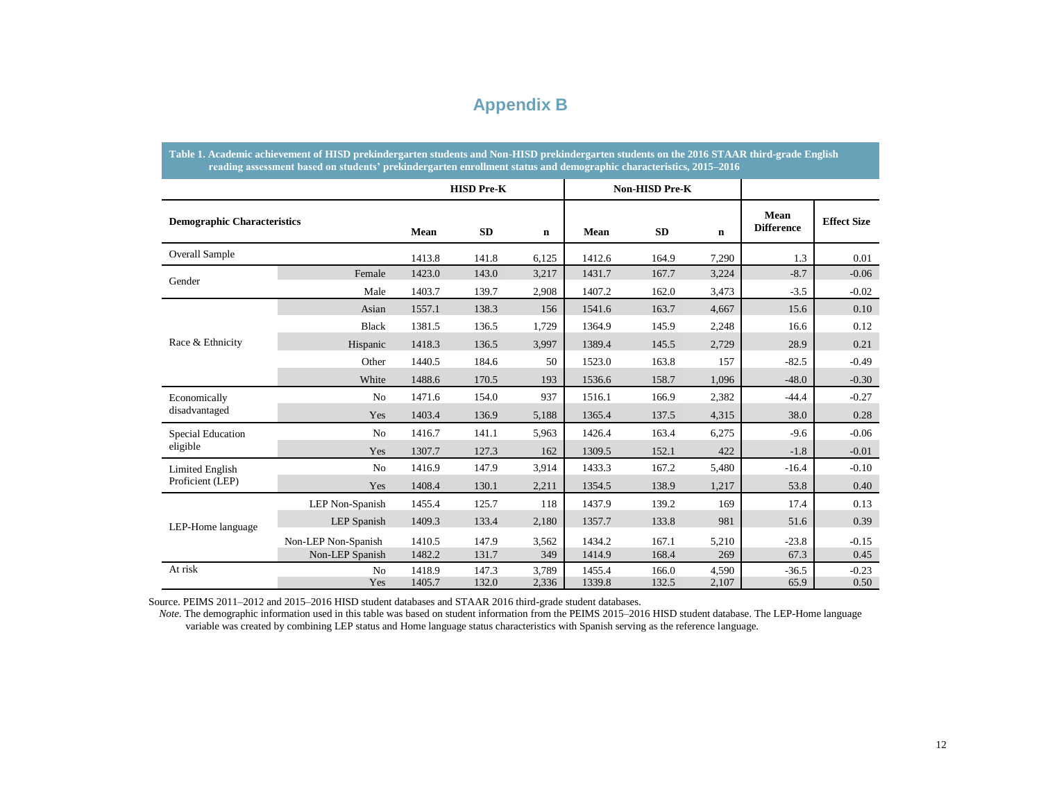# Appendix B

**Table 1. Academic achievement of HISD prekindergarten students and Non-HISD prekindergarten students on the 2016 STAAR third-grade English reading assessment based on students' prekindergarten enrollment status and demographic characteristics, 2015–2016**

| | | HISD Pre-K | | | Non-HISD Pre-K | | | | |
|---|---|---|---|---|---|---|---|---|---|
| **Demographic Characteristics** | | **Mean** | **SD** | **n** | **Mean** | **SD** | **n** | **Mean Difference** | **Effect Size** |
| Overall Sample | | 1413.8 | 141.8 | 6,125 | 1412.6 | 164.9 | 7,290 | 1.3 | 0.01 |
| Gender | Female | 1423.0 | 143.0 | 3,217 | 1431.7 | 167.7 | 3,224 | -8.7 | -0.06 |
| | Male | 1403.7 | 139.7 | 2,908 | 1407.2 | 162.0 | 3,473 | -3.5 | -0.02 |
| Race & Ethnicity | Asian | 1557.1 | 138.3 | 156 | 1541.6 | 163.7 | 4,667 | 15.6 | 0.10 |
| | Black | 1381.5 | 136.5 | 1,729 | 1364.9 | 145.9 | 2,248 | 16.6 | 0.12 |
| | Hispanic | 1418.3 | 136.5 | 3,997 | 1389.4 | 145.5 | 2,729 | 28.9 | 0.21 |
| | Other | 1440.5 | 184.6 | 50 | 1523.0 | 163.8 | 157 | -82.5 | -0.49 |
| | White | 1488.6 | 170.5 | 193 | 1536.6 | 158.7 | 1,096 | -48.0 | -0.30 |
| Economically disadvantaged | No | 1471.6 | 154.0 | 937 | 1516.1 | 166.9 | 2,382 | -44.4 | -0.27 |
| | Yes | 1403.4 | 136.9 | 5,188 | 1365.4 | 137.5 | 4,315 | 38.0 | 0.28 |
| Special Education eligible | No | 1416.7 | 141.1 | 5,963 | 1426.4 | 163.4 | 6,275 | -9.6 | -0.06 |
| | Yes | 1307.7 | 127.3 | 162 | 1309.5 | 152.1 | 422 | -1.8 | -0.01 |
| Limited English Proficient (LEP) | No | 1416.9 | 147.9 | 3,914 | 1433.3 | 167.2 | 5,480 | -16.4 | -0.10 |
| | Yes | 1408.4 | 130.1 | 2,211 | 1354.5 | 138.9 | 1,217 | 53.8 | 0.40 |
| LEP-Home language | LEP Non-Spanish | 1455.4 | 125.7 | 118 | 1437.9 | 139.2 | 169 | 17.4 | 0.13 |
| | LEP Spanish | 1409.3 | 133.4 | 2,180 | 1357.7 | 133.8 | 981 | 51.6 | 0.39 |
| | Non-LEP Non-Spanish | 1410.5 | 147.9 | 3,562 | 1434.2 | 167.1 | 5,210 | -23.8 | -0.15 |
| | Non-LEP Spanish | 1482.2 | 131.7 | 349 | 1414.9 | 168.4 | 269 | 67.3 | 0.45 |
| At risk | No | 1418.9 | 147.3 | 3,789 | 1455.4 | 166.0 | 4,590 | -36.5 | -0.23 |
| | Yes | 1405.7 | 132.0 | 2,336 | 1339.8 | 132.5 | 2,107 | 65.9 | 0.50 |

Source. PEIMS 2011–2012 and 2015–2016 HISD student databases and STAAR 2016 third-grade student databases.

*Note.* The demographic information used in this table was based on student information from the PEIMS 2015–2016 HISD student database. The LEP-Home language variable was created by combining LEP status and Home language status characteristics with Spanish serving as the reference language.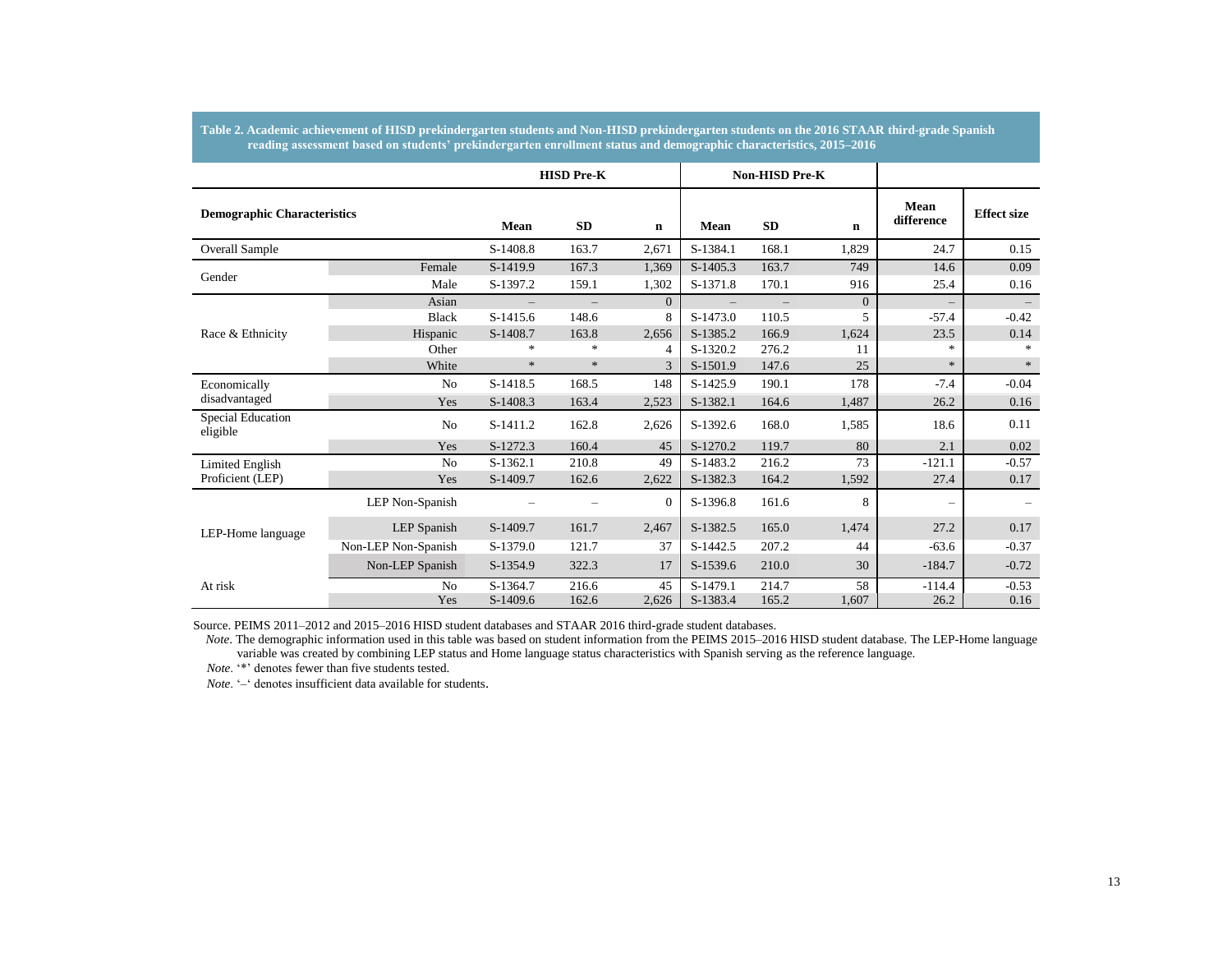**Table 2. Academic achievement of HISD prekindergarten students and Non-HISD prekindergarten students on the 2016 STAAR third-grade Spanish reading assessment based on students' prekindergarten enrollment status and demographic characteristics, 2015–2016**

| Demographic Characteristics | | HISD Pre-K Mean | HISD Pre-K SD | HISD Pre-K n | Non-HISD Pre-K Mean | Non-HISD Pre-K SD | Non-HISD Pre-K n | Mean difference | Effect size |
|---|---|---|---|---|---|---|---|---|---|
| Overall Sample | | S-1408.8 | 163.7 | 2,671 | S-1384.1 | 168.1 | 1,829 | 24.7 | 0.15 |
| Gender | Female | S-1419.9 | 167.3 | 1,369 | S-1405.3 | 163.7 | 749 | 14.6 | 0.09 |
| | Male | S-1397.2 | 159.1 | 1,302 | S-1371.8 | 170.1 | 916 | 25.4 | 0.16 |
| Race & Ethnicity | Asian | – | – | 0 | – | – | 0 | – | – |
| | Black | S-1415.6 | 148.6 | 8 | S-1473.0 | 110.5 | 5 | -57.4 | -0.42 |
| | Hispanic | S-1408.7 | 163.8 | 2,656 | S-1385.2 | 166.9 | 1,624 | 23.5 | 0.14 |
| | Other | * | * | 4 | S-1320.2 | 276.2 | 11 | * | * |
| | White | * | * | 3 | S-1501.9 | 147.6 | 25 | * | * |
| Economically disadvantaged | No | S-1418.5 | 168.5 | 148 | S-1425.9 | 190.1 | 178 | -7.4 | -0.04 |
| | Yes | S-1408.3 | 163.4 | 2,523 | S-1382.1 | 164.6 | 1,487 | 26.2 | 0.16 |
| Special Education eligible | No | S-1411.2 | 162.8 | 2,626 | S-1392.6 | 168.0 | 1,585 | 18.6 | 0.11 |
| | Yes | S-1272.3 | 160.4 | 45 | S-1270.2 | 119.7 | 80 | 2.1 | 0.02 |
| Limited English Proficient (LEP) | No | S-1362.1 | 210.8 | 49 | S-1483.2 | 216.2 | 73 | -121.1 | -0.57 |
| | Yes | S-1409.7 | 162.6 | 2,622 | S-1382.3 | 164.2 | 1,592 | 27.4 | 0.17 |
| LEP-Home language | LEP Non-Spanish | – | – | 0 | S-1396.8 | 161.6 | 8 | – | – |
| | LEP Spanish | S-1409.7 | 161.7 | 2,467 | S-1382.5 | 165.0 | 1,474 | 27.2 | 0.17 |
| | Non-LEP Non-Spanish | S-1379.0 | 121.7 | 37 | S-1442.5 | 207.2 | 44 | -63.6 | -0.37 |
| | Non-LEP Spanish | S-1354.9 | 322.3 | 17 | S-1539.6 | 210.0 | 30 | -184.7 | -0.72 |
| At risk | No | S-1364.7 | 216.6 | 45 | S-1479.1 | 214.7 | 58 | -114.4 | -0.53 |
| | Yes | S-1409.6 | 162.6 | 2,626 | S-1383.4 | 165.2 | 1,607 | 26.2 | 0.16 |

Source. PEIMS 2011–2012 and 2015–2016 HISD student databases and STAAR 2016 third-grade student databases.

*Note*. The demographic information used in this table was based on student information from the PEIMS 2015–2016 HISD student database. The LEP-Home language variable was created by combining LEP status and Home language status characteristics with Spanish serving as the reference language.

*Note*. '*' denotes fewer than five students tested.

*Note*. '–' denotes insufficient data available for students.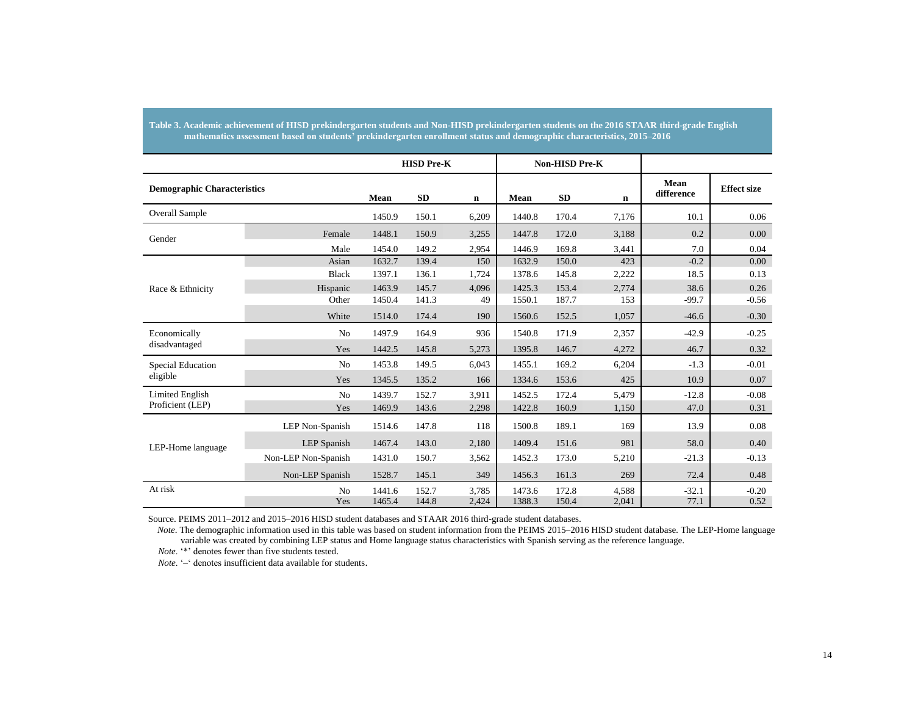**Table 3. Academic achievement of HISD prekindergarten students and Non-HISD prekindergarten students on the 2016 STAAR third-grade English mathematics assessment based on students' prekindergarten enrollment status and demographic characteristics, 2015–2016**

| Demographic Characteristics | | HISD Pre-K | | | Non-HISD Pre-K | | | Mean difference | Effect size |
|---|---|---|---|---|---|---|---|---|---|
| | | Mean | SD | n | Mean | SD | n | | |
| Overall Sample | | 1450.9 | 150.1 | 6,209 | 1440.8 | 170.4 | 7,176 | 10.1 | 0.06 |
| Gender | Female | 1448.1 | 150.9 | 3,255 | 1447.8 | 172.0 | 3,188 | 0.2 | 0.00 |
| | Male | 1454.0 | 149.2 | 2,954 | 1446.9 | 169.8 | 3,441 | 7.0 | 0.04 |
| Race & Ethnicity | Asian | 1632.7 | 139.4 | 150 | 1632.9 | 150.0 | 423 | -0.2 | 0.00 |
| | Black | 1397.1 | 136.1 | 1,724 | 1378.6 | 145.8 | 2,222 | 18.5 | 0.13 |
| | Hispanic | 1463.9 | 145.7 | 4,096 | 1425.3 | 153.4 | 2,774 | 38.6 | 0.26 |
| | Other | 1450.4 | 141.3 | 49 | 1550.1 | 187.7 | 153 | -99.7 | -0.56 |
| | White | 1514.0 | 174.4 | 190 | 1560.6 | 152.5 | 1,057 | -46.6 | -0.30 |
| Economically disadvantaged | No | 1497.9 | 164.9 | 936 | 1540.8 | 171.9 | 2,357 | -42.9 | -0.25 |
| | Yes | 1442.5 | 145.8 | 5,273 | 1395.8 | 146.7 | 4,272 | 46.7 | 0.32 |
| Special Education eligible | No | 1453.8 | 149.5 | 6,043 | 1455.1 | 169.2 | 6,204 | -1.3 | -0.01 |
| | Yes | 1345.5 | 135.2 | 166 | 1334.6 | 153.6 | 425 | 10.9 | 0.07 |
| Limited English Proficient (LEP) | No | 1439.7 | 152.7 | 3,911 | 1452.5 | 172.4 | 5,479 | -12.8 | -0.08 |
| | Yes | 1469.9 | 143.6 | 2,298 | 1422.8 | 160.9 | 1,150 | 47.0 | 0.31 |
| LEP-Home language | LEP Non-Spanish | 1514.6 | 147.8 | 118 | 1500.8 | 189.1 | 169 | 13.9 | 0.08 |
| | LEP Spanish | 1467.4 | 143.0 | 2,180 | 1409.4 | 151.6 | 981 | 58.0 | 0.40 |
| | Non-LEP Non-Spanish | 1431.0 | 150.7 | 3,562 | 1452.3 | 173.0 | 5,210 | -21.3 | -0.13 |
| | Non-LEP Spanish | 1528.7 | 145.1 | 349 | 1456.3 | 161.3 | 269 | 72.4 | 0.48 |
| At risk | No | 1441.6 | 152.7 | 3,785 | 1473.6 | 172.8 | 4,588 | -32.1 | -0.20 |
| | Yes | 1465.4 | 144.8 | 2,424 | 1388.3 | 150.4 | 2,041 | 77.1 | 0.52 |

Source. PEIMS 2011–2012 and 2015–2016 HISD student databases and STAAR 2016 third-grade student databases.

*Note*. The demographic information used in this table was based on student information from the PEIMS 2015–2016 HISD student database. The LEP-Home language variable was created by combining LEP status and Home language status characteristics with Spanish serving as the reference language.

*Note*. '*' denotes fewer than five students tested.

*Note*. '–' denotes insufficient data available for students.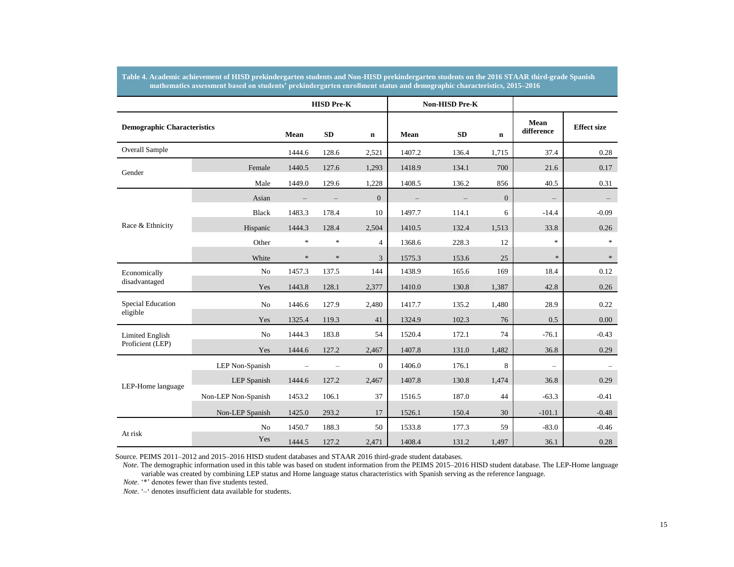**Table 4. Academic achievement of HISD prekindergarten students and Non-HISD prekindergarten students on the 2016 STAAR third-grade Spanish mathematics assessment based on students' prekindergarten enrollment status and demographic characteristics, 2015–2016**

| Demographic Characteristics | | HISD Pre-K | | | Non-HISD Pre-K | | | | |
|---|---|---|---|---|---|---|---|---|---|
| | | Mean | SD | n | Mean | SD | n | Mean difference | Effect size |
| Overall Sample | | 1444.6 | 128.6 | 2,521 | 1407.2 | 136.4 | 1,715 | 37.4 | 0.28 |
| Gender | Female | 1440.5 | 127.6 | 1,293 | 1418.9 | 134.1 | 700 | 21.6 | 0.17 |
| | Male | 1449.0 | 129.6 | 1,228 | 1408.5 | 136.2 | 856 | 40.5 | 0.31 |
| Race & Ethnicity | Asian | – | – | 0 | – | – | 0 | – | – |
| | Black | 1483.3 | 178.4 | 10 | 1497.7 | 114.1 | 6 | -14.4 | -0.09 |
| | Hispanic | 1444.3 | 128.4 | 2,504 | 1410.5 | 132.4 | 1,513 | 33.8 | 0.26 |
| | Other | * | * | 4 | 1368.6 | 228.3 | 12 | * | * |
| | White | * | * | 3 | 1575.3 | 153.6 | 25 | * | * |
| Economically disadvantaged | No | 1457.3 | 137.5 | 144 | 1438.9 | 165.6 | 169 | 18.4 | 0.12 |
| | Yes | 1443.8 | 128.1 | 2,377 | 1410.0 | 130.8 | 1,387 | 42.8 | 0.26 |
| Special Education eligible | No | 1446.6 | 127.9 | 2,480 | 1417.7 | 135.2 | 1,480 | 28.9 | 0.22 |
| | Yes | 1325.4 | 119.3 | 41 | 1324.9 | 102.3 | 76 | 0.5 | 0.00 |
| Limited English Proficient (LEP) | No | 1444.3 | 183.8 | 54 | 1520.4 | 172.1 | 74 | -76.1 | -0.43 |
| | Yes | 1444.6 | 127.2 | 2,467 | 1407.8 | 131.0 | 1,482 | 36.8 | 0.29 |
| LEP-Home language | LEP Non-Spanish | – | – | 0 | 1406.0 | 176.1 | 8 | – | – |
| | LEP Spanish | 1444.6 | 127.2 | 2,467 | 1407.8 | 130.8 | 1,474 | 36.8 | 0.29 |
| | Non-LEP Non-Spanish | 1453.2 | 106.1 | 37 | 1516.5 | 187.0 | 44 | -63.3 | -0.41 |
| | Non-LEP Spanish | 1425.0 | 293.2 | 17 | 1526.1 | 150.4 | 30 | -101.1 | -0.48 |
| At risk | No | 1450.7 | 188.3 | 50 | 1533.8 | 177.3 | 59 | -83.0 | -0.46 |
| | Yes | 1444.5 | 127.2 | 2,471 | 1408.4 | 131.2 | 1,497 | 36.1 | 0.28 |

Source. PEIMS 2011–2012 and 2015–2016 HISD student databases and STAAR 2016 third-grade student databases.

*Note*. The demographic information used in this table was based on student information from the PEIMS 2015–2016 HISD student database. The LEP-Home language variable was created by combining LEP status and Home language status characteristics with Spanish serving as the reference language.

*Note*. '*' denotes fewer than five students tested.

*Note*. '–' denotes insufficient data available for students.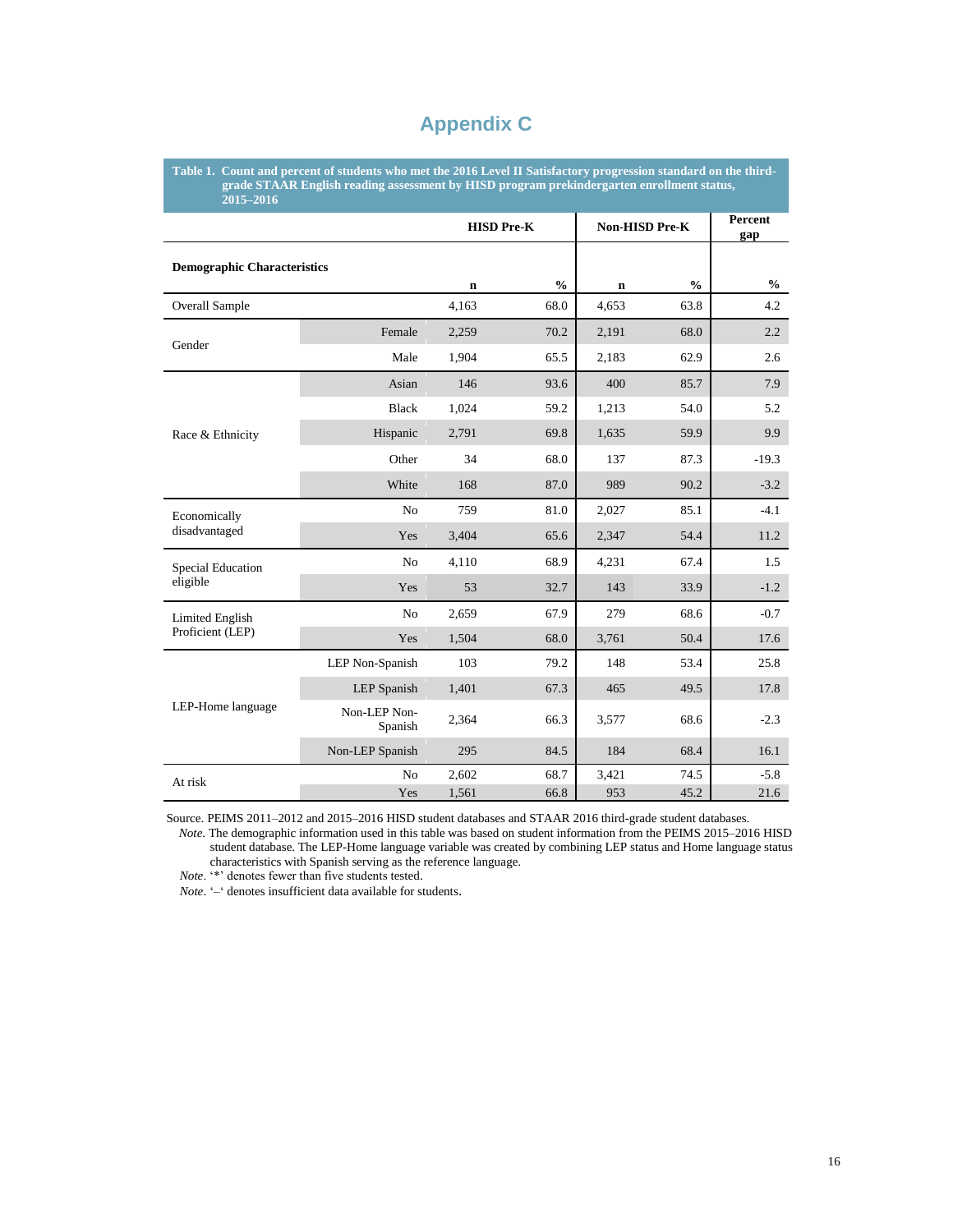# Appendix C

**Table 1. Count and percent of students who met the 2016 Level II Satisfactory progression standard on the third-grade STAAR English reading assessment by HISD program prekindergarten enrollment status, 2015–2016**

| Demographic Characteristics | | HISD Pre-K n | HISD Pre-K % | Non-HISD Pre-K n | Non-HISD Pre-K % | Percent gap % |
|---|---|---|---|---|---|---|
| Overall Sample | | 4,163 | 68.0 | 4,653 | 63.8 | 4.2 |
| Gender | Female | 2,259 | 70.2 | 2,191 | 68.0 | 2.2 |
| | Male | 1,904 | 65.5 | 2,183 | 62.9 | 2.6 |
| Race & Ethnicity | Asian | 146 | 93.6 | 400 | 85.7 | 7.9 |
| | Black | 1,024 | 59.2 | 1,213 | 54.0 | 5.2 |
| | Hispanic | 2,791 | 69.8 | 1,635 | 59.9 | 9.9 |
| | Other | 34 | 68.0 | 137 | 87.3 | -19.3 |
| | White | 168 | 87.0 | 989 | 90.2 | -3.2 |
| Economically disadvantaged | No | 759 | 81.0 | 2,027 | 85.1 | -4.1 |
| | Yes | 3,404 | 65.6 | 2,347 | 54.4 | 11.2 |
| Special Education eligible | No | 4,110 | 68.9 | 4,231 | 67.4 | 1.5 |
| | Yes | 53 | 32.7 | 143 | 33.9 | -1.2 |
| Limited English Proficient (LEP) | No | 2,659 | 67.9 | 279 | 68.6 | -0.7 |
| | Yes | 1,504 | 68.0 | 3,761 | 50.4 | 17.6 |
| LEP-Home language | LEP Non-Spanish | 103 | 79.2 | 148 | 53.4 | 25.8 |
| | LEP Spanish | 1,401 | 67.3 | 465 | 49.5 | 17.8 |
| | Non-LEP Non-Spanish | 2,364 | 66.3 | 3,577 | 68.6 | -2.3 |
| | Non-LEP Spanish | 295 | 84.5 | 184 | 68.4 | 16.1 |
| At risk | No | 2,602 | 68.7 | 3,421 | 74.5 | -5.8 |
| | Yes | 1,561 | 66.8 | 953 | 45.2 | 21.6 |

Source. PEIMS 2011–2012 and 2015–2016 HISD student databases and STAAR 2016 third-grade student databases.

*Note*. The demographic information used in this table was based on student information from the PEIMS 2015–2016 HISD student database. The LEP-Home language variable was created by combining LEP status and Home language status characteristics with Spanish serving as the reference language.

*Note*. '*' denotes fewer than five students tested.

*Note*. '–' denotes insufficient data available for students.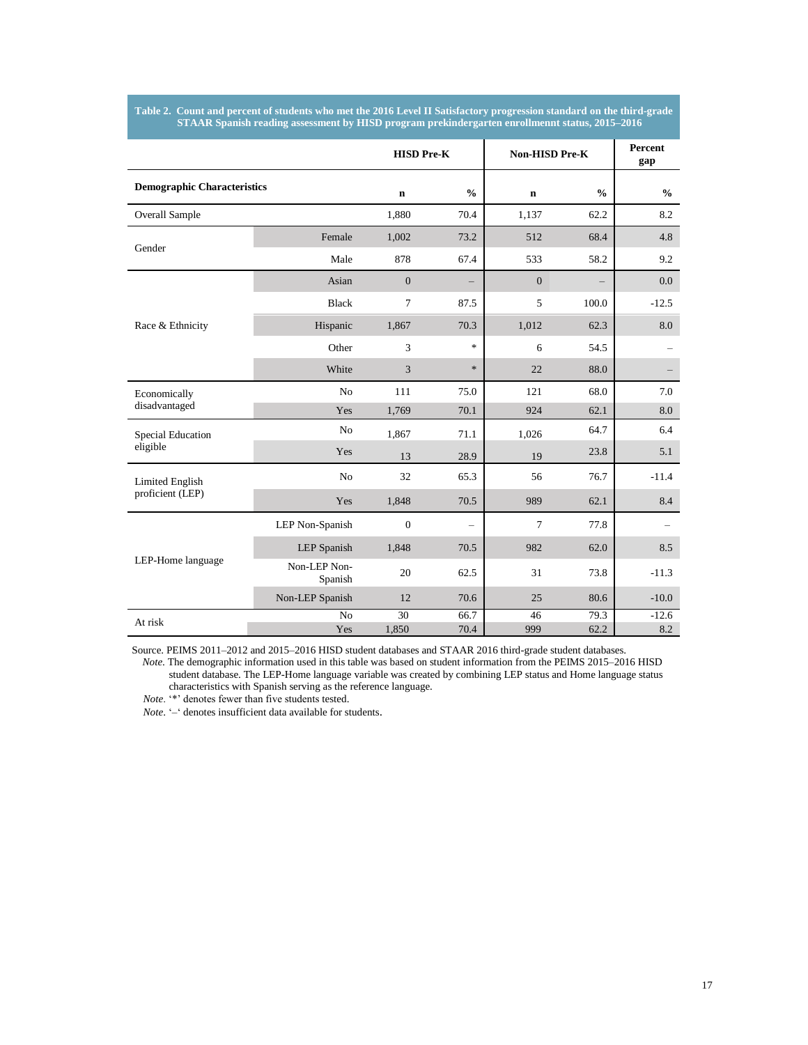**Table 2. Count and percent of students who met the 2016 Level II Satisfactory progression standard on the third-grade STAAR Spanish reading assessment by HISD program prekindergarten enrollmennt status, 2015–2016**

| | | HISD Pre-K | | Non-HISD Pre-K | | Percent gap |
|---|---|---|---|---|---|---|
| **Demographic Characteristics** | | **n** | **%** | **n** | **%** | **%** |
| Overall Sample | | 1,880 | 70.4 | 1,137 | 62.2 | 8.2 |
| Gender | Female | 1,002 | 73.2 | 512 | 68.4 | 4.8 |
| | Male | 878 | 67.4 | 533 | 58.2 | 9.2 |
| Race & Ethnicity | Asian | 0 | – | 0 | – | 0.0 |
| | Black | 7 | 87.5 | 5 | 100.0 | -12.5 |
| | Hispanic | 1,867 | 70.3 | 1,012 | 62.3 | 8.0 |
| | Other | 3 | * | 6 | 54.5 | – |
| | White | 3 | * | 22 | 88.0 | – |
| Economically disadvantaged | No | 111 | 75.0 | 121 | 68.0 | 7.0 |
| | Yes | 1,769 | 70.1 | 924 | 62.1 | 8.0 |
| Special Education eligible | No | 1,867 | 71.1 | 1,026 | 64.7 | 6.4 |
| | Yes | 13 | 28.9 | 19 | 23.8 | 5.1 |
| Limited English proficient (LEP) | No | 32 | 65.3 | 56 | 76.7 | -11.4 |
| | Yes | 1,848 | 70.5 | 989 | 62.1 | 8.4 |
| LEP-Home language | LEP Non-Spanish | 0 | – | 7 | 77.8 | – |
| | LEP Spanish | 1,848 | 70.5 | 982 | 62.0 | 8.5 |
| | Non-LEP Non-Spanish | 20 | 62.5 | 31 | 73.8 | -11.3 |
| | Non-LEP Spanish | 12 | 70.6 | 25 | 80.6 | -10.0 |
| At risk | No | 30 | 66.7 | 46 | 79.3 | -12.6 |
| | Yes | 1,850 | 70.4 | 999 | 62.2 | 8.2 |

Source. PEIMS 2011–2012 and 2015–2016 HISD student databases and STAAR 2016 third-grade student databases.

*Note*. The demographic information used in this table was based on student information from the PEIMS 2015–2016 HISD student database. The LEP-Home language variable was created by combining LEP status and Home language status characteristics with Spanish serving as the reference language.

*Note*. '*' denotes fewer than five students tested.

*Note*. '–' denotes insufficient data available for students.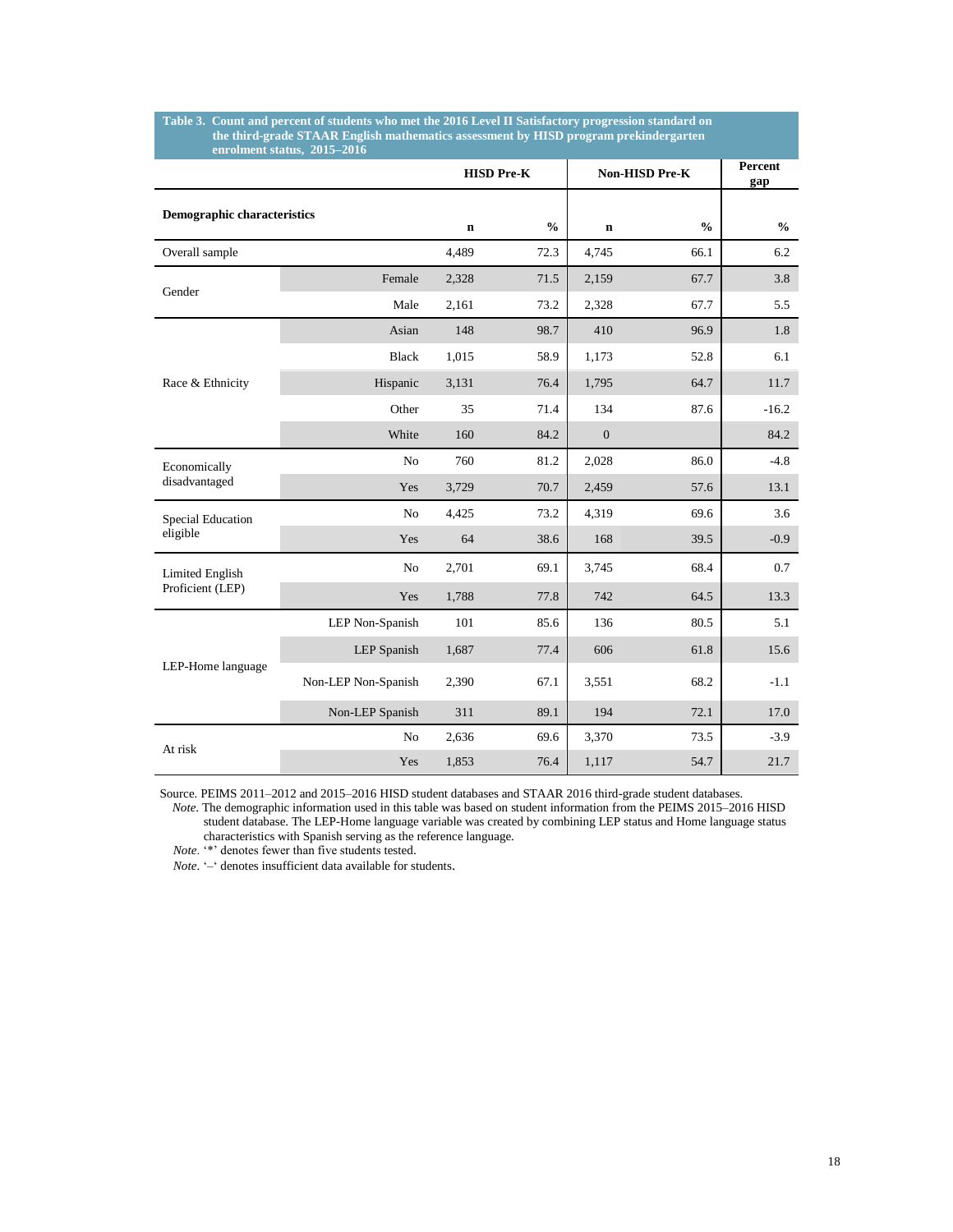**Table 3. Count and percent of students who met the 2016 Level II Satisfactory progression standard on the third-grade STAAR English mathematics assessment by HISD program prekindergarten enrolment status, 2015–2016**

| Demographic characteristics | | HISD Pre-K | | Non-HISD Pre-K | | Percent gap |
|---|---|---|---|---|---|---|
| | | n | % | n | % | % |
| Overall sample | | 4,489 | 72.3 | 4,745 | 66.1 | 6.2 |
| Gender | Female | 2,328 | 71.5 | 2,159 | 67.7 | 3.8 |
| | Male | 2,161 | 73.2 | 2,328 | 67.7 | 5.5 |
| Race & Ethnicity | Asian | 148 | 98.7 | 410 | 96.9 | 1.8 |
| | Black | 1,015 | 58.9 | 1,173 | 52.8 | 6.1 |
| | Hispanic | 3,131 | 76.4 | 1,795 | 64.7 | 11.7 |
| | Other | 35 | 71.4 | 134 | 87.6 | -16.2 |
| | White | 160 | 84.2 | 0 | | 84.2 |
| Economically disadvantaged | No | 760 | 81.2 | 2,028 | 86.0 | -4.8 |
| | Yes | 3,729 | 70.7 | 2,459 | 57.6 | 13.1 |
| Special Education eligible | No | 4,425 | 73.2 | 4,319 | 69.6 | 3.6 |
| | Yes | 64 | 38.6 | 168 | 39.5 | -0.9 |
| Limited English Proficient (LEP) | No | 2,701 | 69.1 | 3,745 | 68.4 | 0.7 |
| | Yes | 1,788 | 77.8 | 742 | 64.5 | 13.3 |
| LEP-Home language | LEP Non-Spanish | 101 | 85.6 | 136 | 80.5 | 5.1 |
| | LEP Spanish | 1,687 | 77.4 | 606 | 61.8 | 15.6 |
| | Non-LEP Non-Spanish | 2,390 | 67.1 | 3,551 | 68.2 | -1.1 |
| | Non-LEP Spanish | 311 | 89.1 | 194 | 72.1 | 17.0 |
| At risk | No | 2,636 | 69.6 | 3,370 | 73.5 | -3.9 |
| | Yes | 1,853 | 76.4 | 1,117 | 54.7 | 21.7 |

Source. PEIMS 2011–2012 and 2015–2016 HISD student databases and STAAR 2016 third-grade student databases.
*Note*. The demographic information used in this table was based on student information from the PEIMS 2015–2016 HISD student database. The LEP-Home language variable was created by combining LEP status and Home language status characteristics with Spanish serving as the reference language.
*Note*. '*' denotes fewer than five students tested.
*Note*. '–' denotes insufficient data available for students.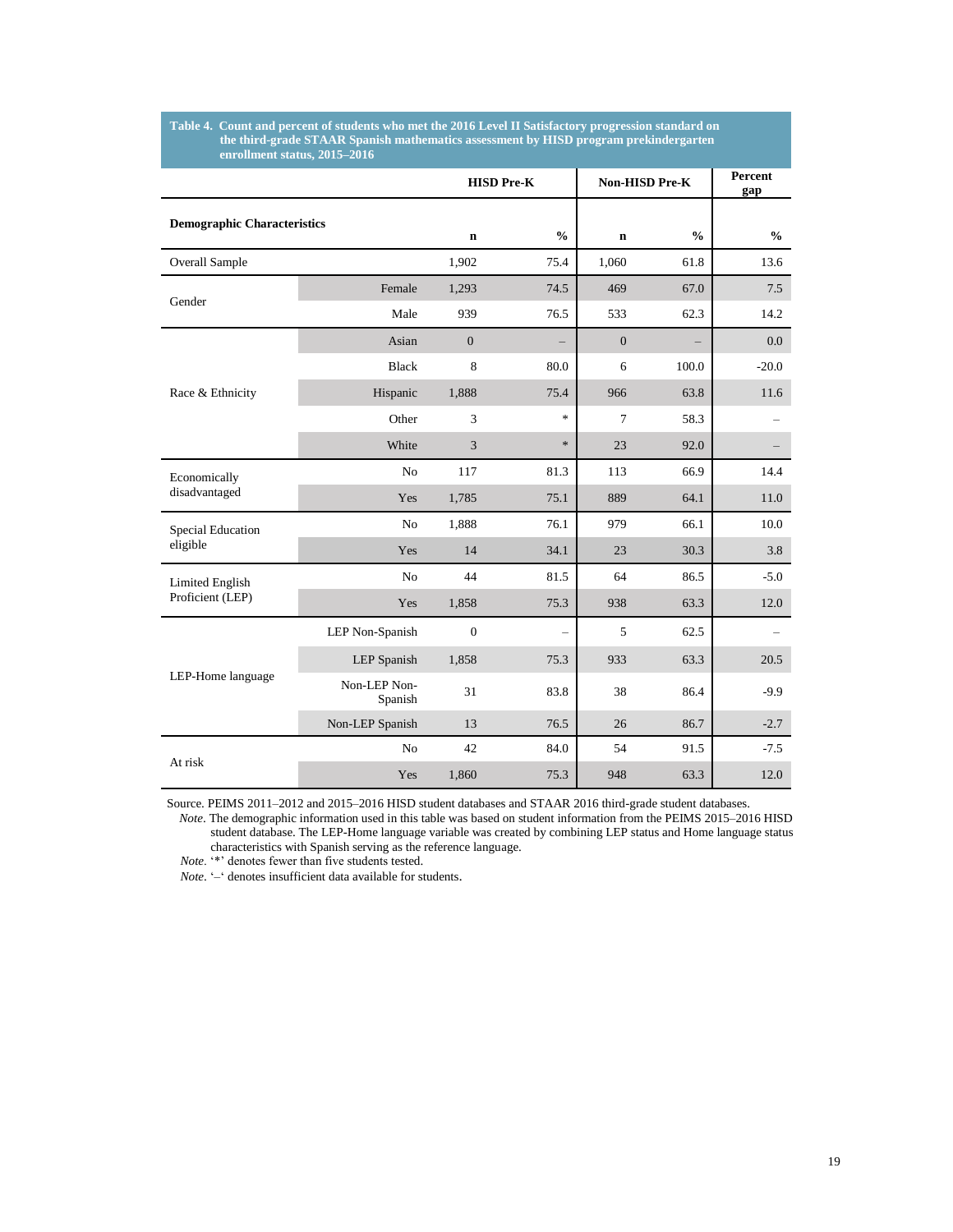**Table 4. Count and percent of students who met the 2016 Level II Satisfactory progression standard on the third-grade STAAR Spanish mathematics assessment by HISD program prekindergarten enrollment status, 2015–2016**

| | | HISD Pre-K | | Non-HISD Pre-K | | Percent gap |
|---|---|---|---|---|---|---|
| **Demographic Characteristics** | | **n** | **%** | **n** | **%** | **%** |
| Overall Sample | | 1,902 | 75.4 | 1,060 | 61.8 | 13.6 |
| Gender | Female | 1,293 | 74.5 | 469 | 67.0 | 7.5 |
| | Male | 939 | 76.5 | 533 | 62.3 | 14.2 |
| Race & Ethnicity | Asian | 0 | – | 0 | – | 0.0 |
| | Black | 8 | 80.0 | 6 | 100.0 | -20.0 |
| | Hispanic | 1,888 | 75.4 | 966 | 63.8 | 11.6 |
| | Other | 3 | * | 7 | 58.3 | – |
| | White | 3 | * | 23 | 92.0 | – |
| Economically disadvantaged | No | 117 | 81.3 | 113 | 66.9 | 14.4 |
| | Yes | 1,785 | 75.1 | 889 | 64.1 | 11.0 |
| Special Education eligible | No | 1,888 | 76.1 | 979 | 66.1 | 10.0 |
| | Yes | 14 | 34.1 | 23 | 30.3 | 3.8 |
| Limited English Proficient (LEP) | No | 44 | 81.5 | 64 | 86.5 | -5.0 |
| | Yes | 1,858 | 75.3 | 938 | 63.3 | 12.0 |
| LEP-Home language | LEP Non-Spanish | 0 | – | 5 | 62.5 | – |
| | LEP Spanish | 1,858 | 75.3 | 933 | 63.3 | 20.5 |
| | Non-LEP Non-Spanish | 31 | 83.8 | 38 | 86.4 | -9.9 |
| | Non-LEP Spanish | 13 | 76.5 | 26 | 86.7 | -2.7 |
| At risk | No | 42 | 84.0 | 54 | 91.5 | -7.5 |
| | Yes | 1,860 | 75.3 | 948 | 63.3 | 12.0 |

Source. PEIMS 2011–2012 and 2015–2016 HISD student databases and STAAR 2016 third-grade student databases.

*Note*. The demographic information used in this table was based on student information from the PEIMS 2015–2016 HISD student database. The LEP-Home language variable was created by combining LEP status and Home language status characteristics with Spanish serving as the reference language.

*Note*. '*' denotes fewer than five students tested.

*Note*. '–' denotes insufficient data available for students.